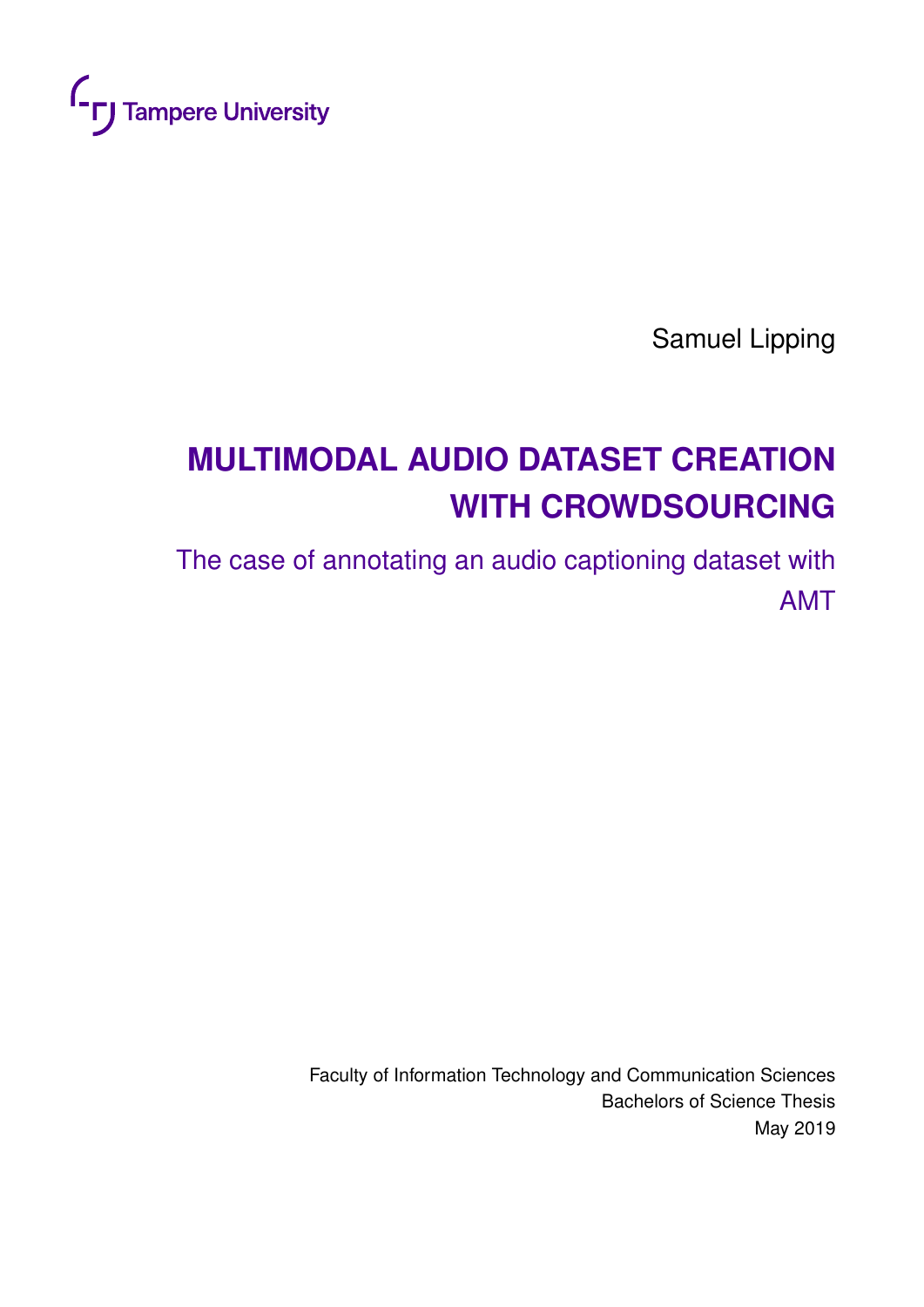Tampere University

Samuel Lipping

# MULTIMODAL AUDIO DATASET CREATION WITH CROWDSOURCING

## The case of annotating an audio captioning dataset with AMT

Faculty of Information Technology and Communication Sciences
Bachelors of Science Thesis
May 2019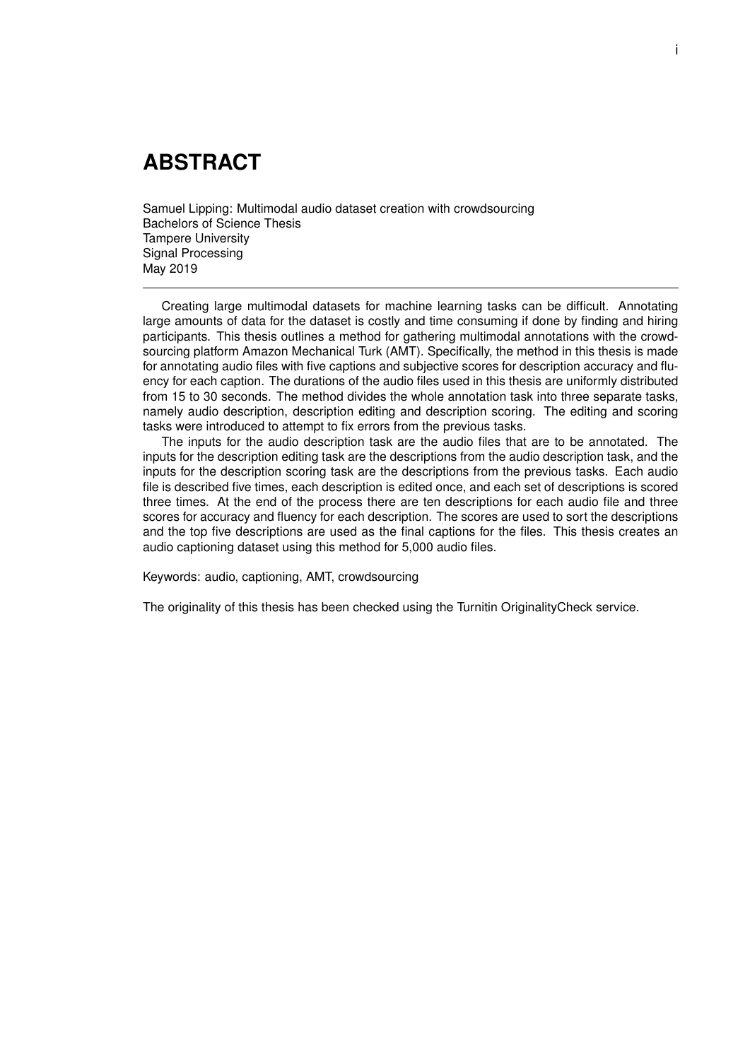# ABSTRACT

Samuel Lipping: Multimodal audio dataset creation with crowdsourcing
Bachelors of Science Thesis
Tampere University
Signal Processing
May 2019

---

Creating large multimodal datasets for machine learning tasks can be difficult. Annotating large amounts of data for the dataset is costly and time consuming if done by finding and hiring participants. This thesis outlines a method for gathering multimodal annotations with the crowdsourcing platform Amazon Mechanical Turk (AMT). Specifically, the method in this thesis is made for annotating audio files with five captions and subjective scores for description accuracy and fluency for each caption. The durations of the audio files used in this thesis are uniformly distributed from 15 to 30 seconds. The method divides the whole annotation task into three separate tasks, namely audio description, description editing and description scoring. The editing and scoring tasks were introduced to attempt to fix errors from the previous tasks.

The inputs for the audio description task are the audio files that are to be annotated. The inputs for the description editing task are the descriptions from the audio description task, and the inputs for the description scoring task are the descriptions from the previous tasks. Each audio file is described five times, each description is edited once, and each set of descriptions is scored three times. At the end of the process there are ten descriptions for each audio file and three scores for accuracy and fluency for each description. The scores are used to sort the descriptions and the top five descriptions are used as the final captions for the files. This thesis creates an audio captioning dataset using this method for 5,000 audio files.

Keywords: audio, captioning, AMT, crowdsourcing

The originality of this thesis has been checked using the Turnitin OriginalityCheck service.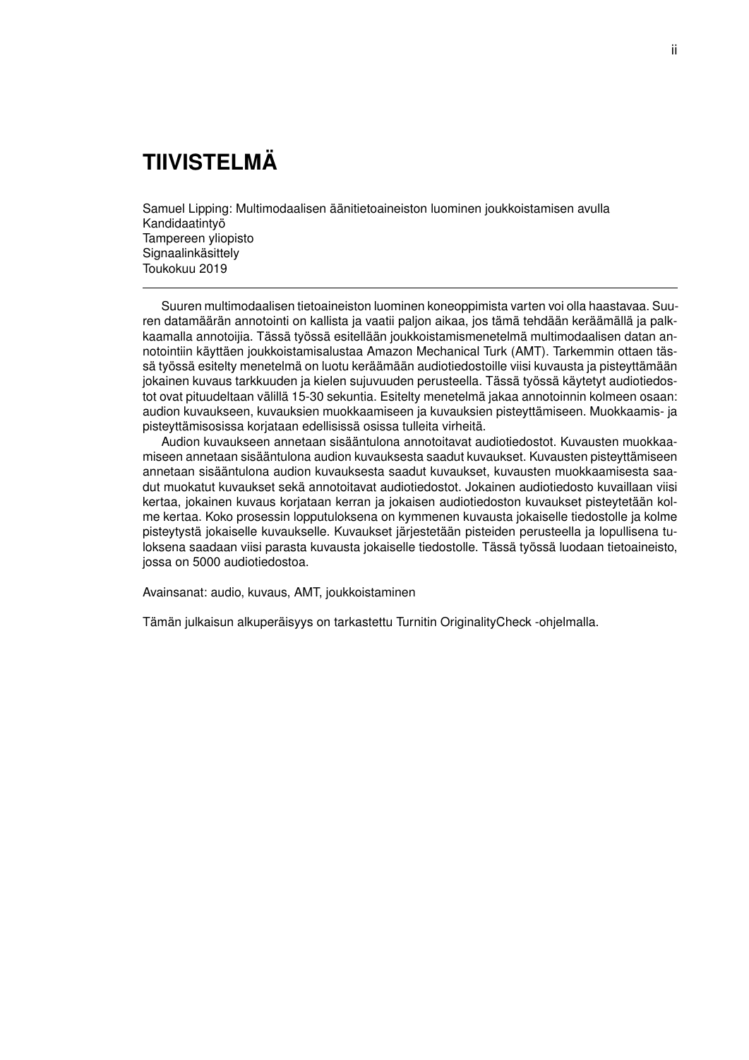# TIIVISTELMÄ

Samuel Lipping: Multimodaalisen äänitietoaineiston luominen joukkoistamisen avulla
Kandidaatintyö
Tampereen yliopisto
Signaalinkäsittely
Toukokuu 2019

---

Suuren multimodaalisen tietoaineiston luominen koneoppimista varten voi olla haastavaa. Suuren datamäärän annotointi on kallista ja vaatii paljon aikaa, jos tämä tehdään keräämällä ja palkkaamalla annotoijia. Tässä työssä esitellään joukkoistamismenetelmä multimodaalisen datan annotointiin käyttäen joukkoistamisalustaa Amazon Mechanical Turk (AMT). Tarkemmin ottaen tässä työssä esitelty menetelmä on luotu keräämään audiotiedostoille viisi kuvausta ja pisteyttämään jokainen kuvaus tarkkuuden ja kielen sujuvuuden perusteella. Tässä työssä käytetyt audiotiedostot ovat pituudeltaan välillä 15-30 sekuntia. Esitelty menetelmä jakaa annotoinnin kolmeen osaan: audion kuvaukseen, kuvauksien muokkaamiseen ja kuvauksien pisteyttämiseen. Muokkaamis- ja pisteyttämisosissa korjataan edellisissä osissa tulleita virheitä.

Audion kuvaukseen annetaan sisääntulona annotoitavat audiotiedostot. Kuvausten muokkaamiseen annetaan sisääntulona audion kuvauksesta saadut kuvaukset. Kuvausten pisteyttämiseen annetaan sisääntulona audion kuvauksesta saadut kuvaukset, kuvausten muokkaamisesta saadut muokatut kuvaukset sekä annotoitavat audiotiedostot. Jokainen audiotiedosto kuvaillaan viisi kertaa, jokainen kuvaus korjataan kerran ja jokaisen audiotiedoston kuvaukset pisteytetään kolme kertaa. Koko prosessin lopputuloksena on kymmenen kuvausta jokaiselle tiedostolle ja kolme pisteytystä jokaiselle kuvaukselle. Kuvaukset järjestetään pisteiden perusteella ja lopullisena tuloksena saadaan viisi parasta kuvausta jokaiselle tiedostolle. Tässä työssä luodaan tietoaineisto, jossa on 5000 audiotiedostoa.

Avainsanat: audio, kuvaus, AMT, joukkoistaminen

Tämän julkaisun alkuperäisyys on tarkastettu Turnitin OriginalityCheck -ohjelmalla.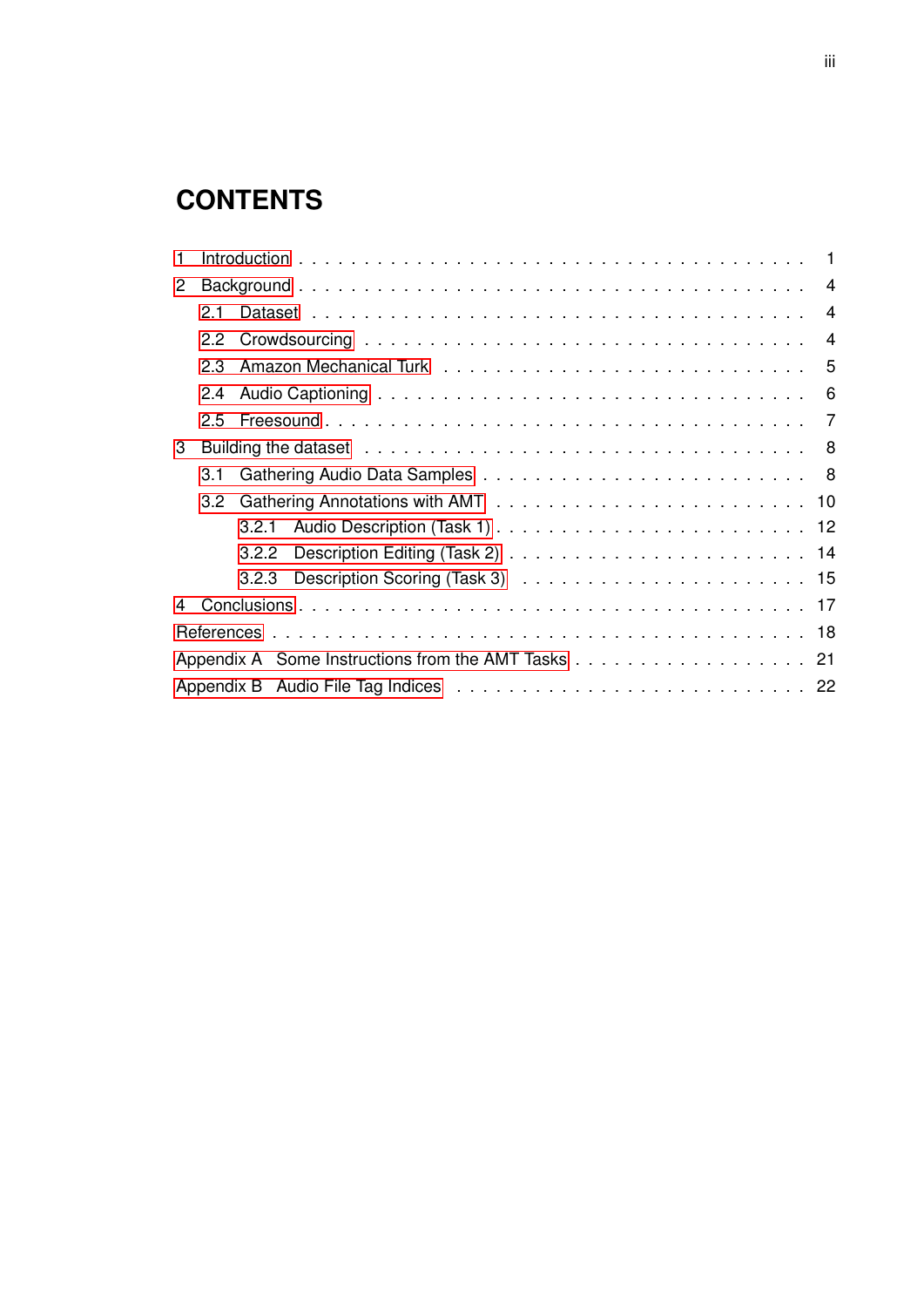# CONTENTS

- 1 Introduction . . . . . . . . . . 1
- 2 Background . . . . . . . . . . 4
  - 2.1 Dataset . . . . . . . . . . 4
  - 2.2 Crowdsourcing . . . . . . . . . . 4
  - 2.3 Amazon Mechanical Turk . . . . . . . . . . 5
  - 2.4 Audio Captioning . . . . . . . . . . 6
  - 2.5 Freesound . . . . . . . . . . 7
- 3 Building the dataset . . . . . . . . . . 8
  - 3.1 Gathering Audio Data Samples . . . . . . . . . . 8
  - 3.2 Gathering Annotations with AMT . . . . . . . . . . 10
    - 3.2.1 Audio Description (Task 1) . . . . . . . . . . 12
    - 3.2.2 Description Editing (Task 2) . . . . . . . . . . 14
    - 3.2.3 Description Scoring (Task 3) . . . . . . . . . . 15
- 4 Conclusions . . . . . . . . . . 17
- References . . . . . . . . . . 18
- Appendix A Some Instructions from the AMT Tasks . . . . . . . . . . 21
- Appendix B Audio File Tag Indices . . . . . . . . . . 22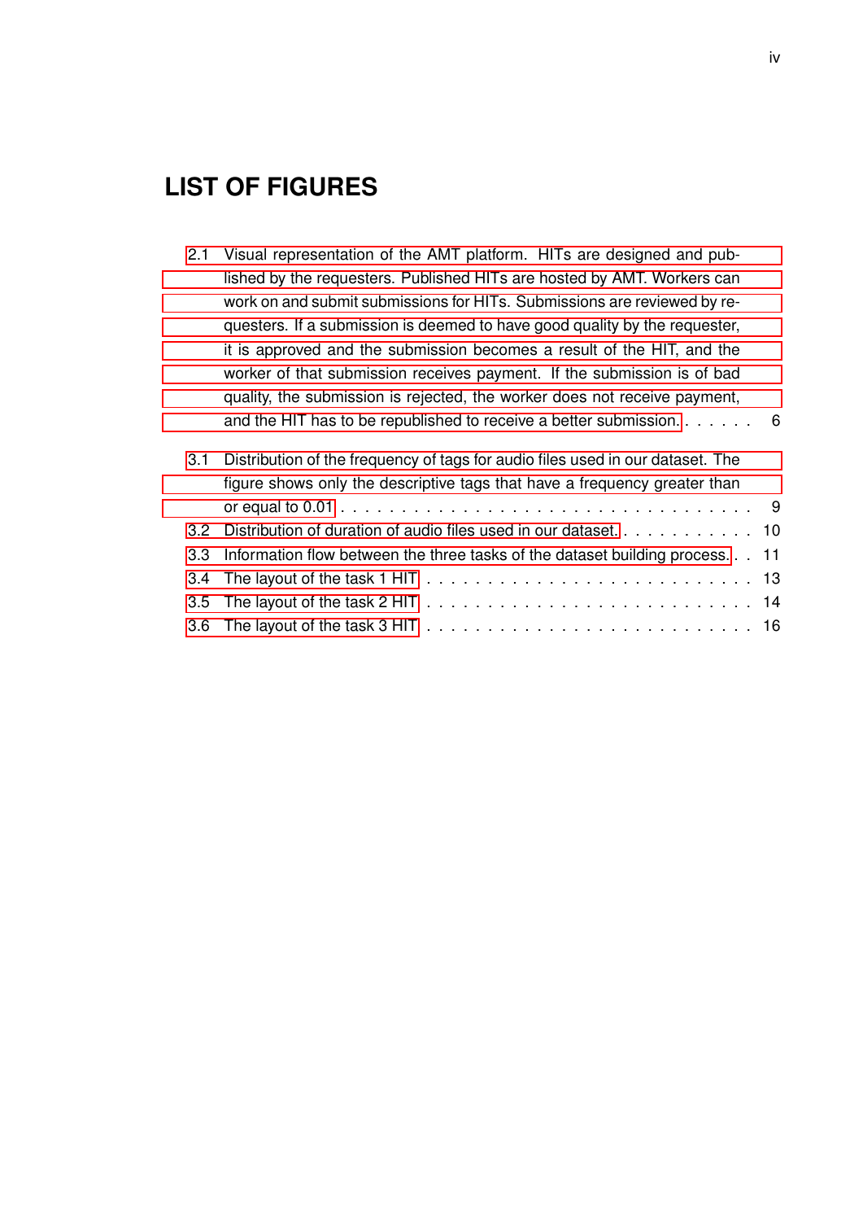# LIST OF FIGURES

2.1 Visual representation of the AMT platform. HITs are designed and published by the requesters. Published HITs are hosted by AMT. Workers can work on and submit submissions for HITs. Submissions are reviewed by requesters. If a submission is deemed to have good quality by the requester, it is approved and the submission becomes a result of the HIT, and the worker of that submission receives payment. If the submission is of bad quality, the submission is rejected, the worker does not receive payment, and the HIT has to be republished to receive a better submission. . . . . . 6

3.1 Distribution of the frequency of tags for audio files used in our dataset. The figure shows only the descriptive tags that have a frequency greater than or equal to 0.01 . . . . . . . . . . . . . . . . . . . . . . . . . . . . . . . . 9

3.2 Distribution of duration of audio files used in our dataset. . . . . . . . . . . . 10

3.3 Information flow between the three tasks of the dataset building process. . . 11

3.4 The layout of the task 1 HIT . . . . . . . . . . . . . . . . . . . . . . . . . . 13

3.5 The layout of the task 2 HIT . . . . . . . . . . . . . . . . . . . . . . . . . . 14

3.6 The layout of the task 3 HIT . . . . . . . . . . . . . . . . . . . . . . . . . . 16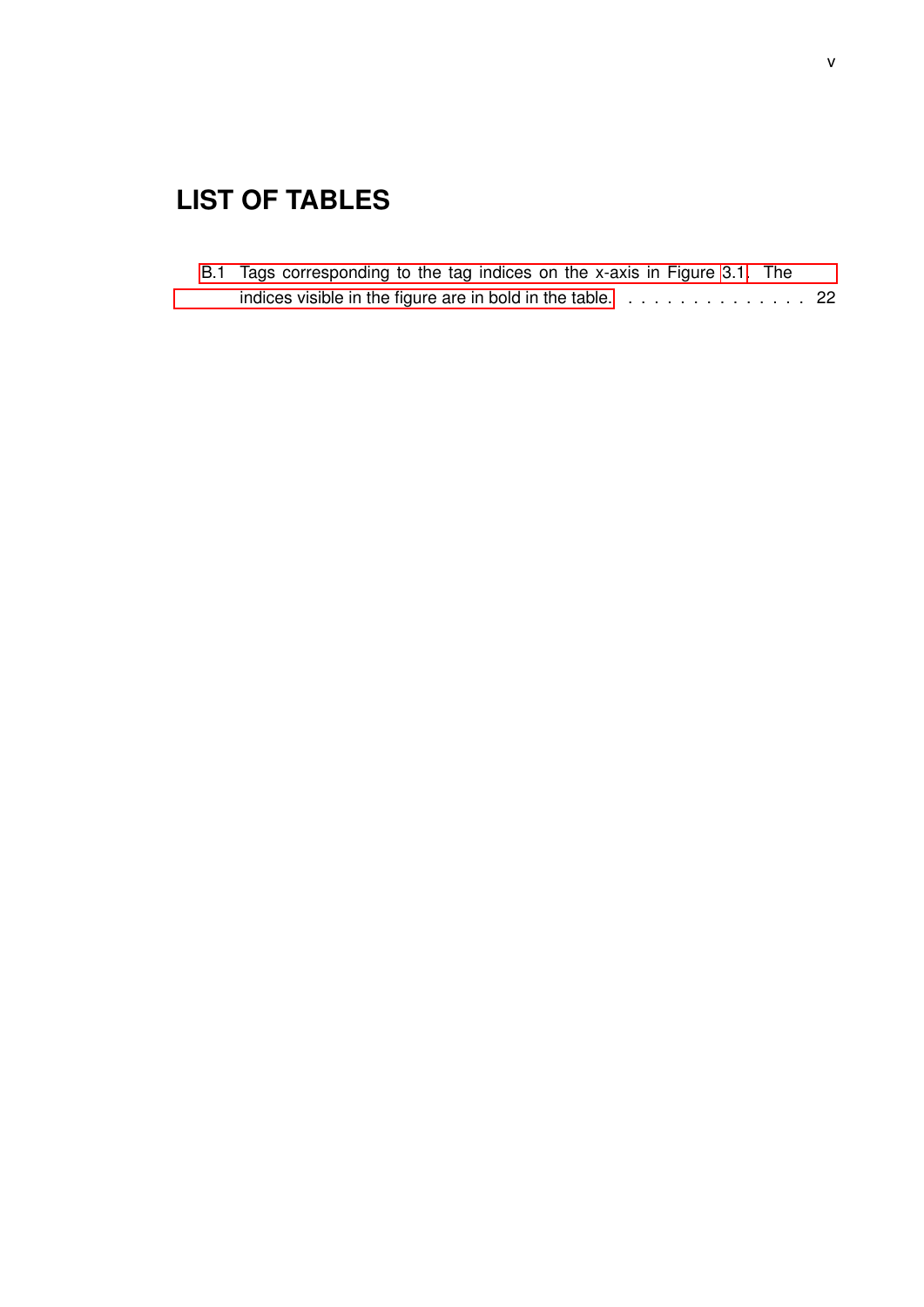# LIST OF TABLES

B.1 Tags corresponding to the tag indices on the x-axis in Figure 3.1. The indices visible in the figure are in bold in the table. . . . . . . . . . . . . . . 22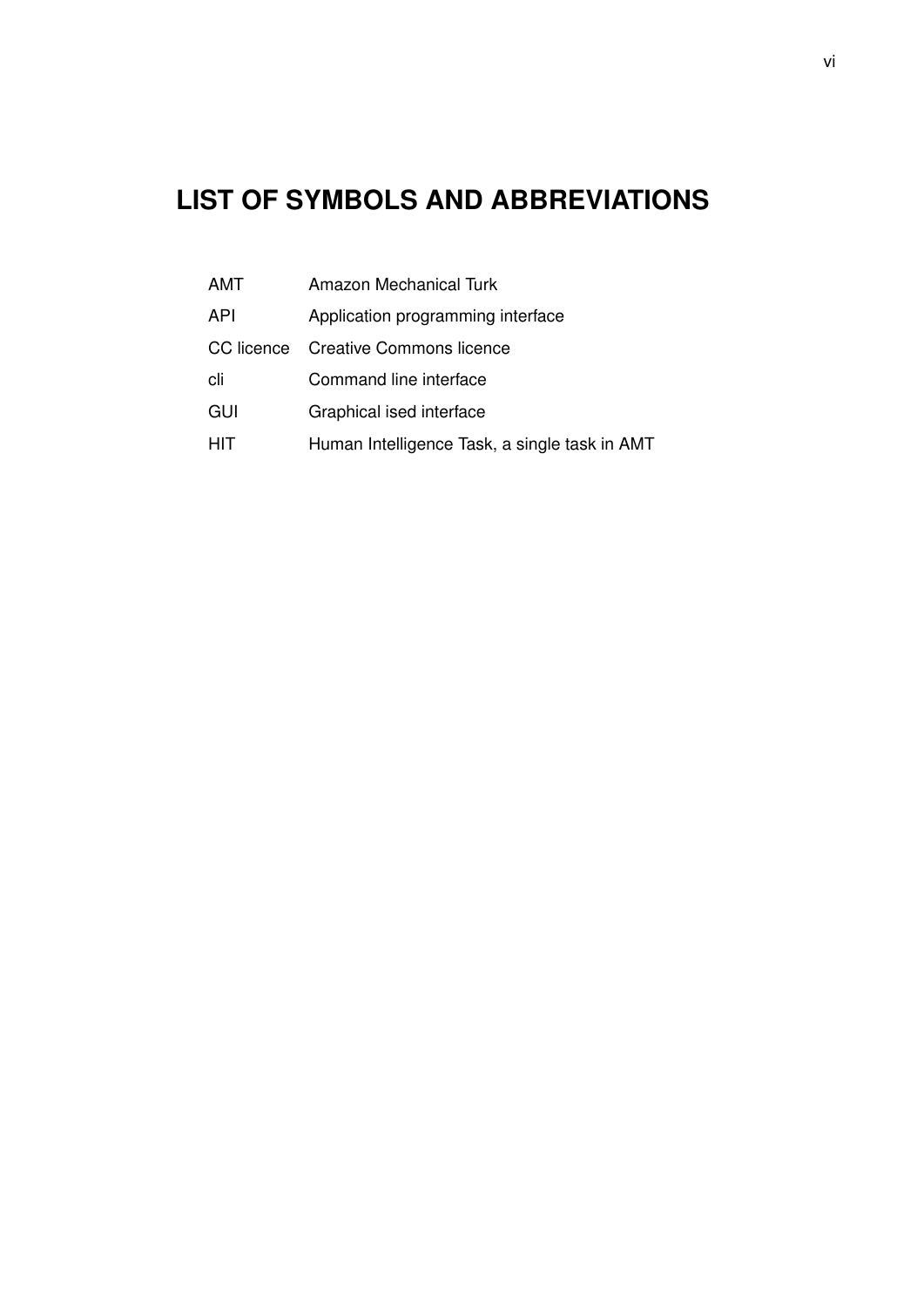# LIST OF SYMBOLS AND ABBREVIATIONS

| | |
|---|---|
| AMT | Amazon Mechanical Turk |
| API | Application programming interface |
| CC licence | Creative Commons licence |
| cli | Command line interface |
| GUI | Graphical ised interface |
| HIT | Human Intelligence Task, a single task in AMT |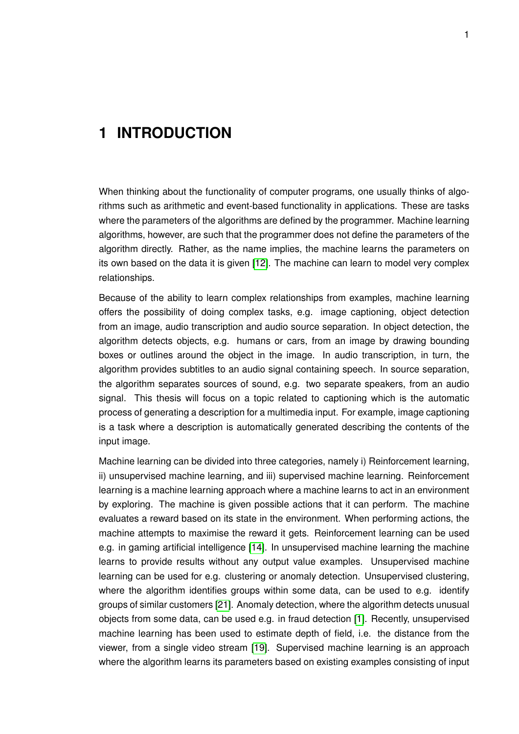# 1 INTRODUCTION

When thinking about the functionality of computer programs, one usually thinks of algorithms such as arithmetic and event-based functionality in applications. These are tasks where the parameters of the algorithms are defined by the programmer. Machine learning algorithms, however, are such that the programmer does not define the parameters of the algorithm directly. Rather, as the name implies, the machine learns the parameters on its own based on the data it is given [12]. The machine can learn to model very complex relationships.

Because of the ability to learn complex relationships from examples, machine learning offers the possibility of doing complex tasks, e.g. image captioning, object detection from an image, audio transcription and audio source separation. In object detection, the algorithm detects objects, e.g. humans or cars, from an image by drawing bounding boxes or outlines around the object in the image. In audio transcription, in turn, the algorithm provides subtitles to an audio signal containing speech. In source separation, the algorithm separates sources of sound, e.g. two separate speakers, from an audio signal. This thesis will focus on a topic related to captioning which is the automatic process of generating a description for a multimedia input. For example, image captioning is a task where a description is automatically generated describing the contents of the input image.

Machine learning can be divided into three categories, namely i) Reinforcement learning, ii) unsupervised machine learning, and iii) supervised machine learning. Reinforcement learning is a machine learning approach where a machine learns to act in an environment by exploring. The machine is given possible actions that it can perform. The machine evaluates a reward based on its state in the environment. When performing actions, the machine attempts to maximise the reward it gets. Reinforcement learning can be used e.g. in gaming artificial intelligence [14]. In unsupervised machine learning the machine learns to provide results without any output value examples. Unsupervised machine learning can be used for e.g. clustering or anomaly detection. Unsupervised clustering, where the algorithm identifies groups within some data, can be used to e.g. identify groups of similar customers [21]. Anomaly detection, where the algorithm detects unusual objects from some data, can be used e.g. in fraud detection [1]. Recently, unsupervised machine learning has been used to estimate depth of field, i.e. the distance from the viewer, from a single video stream [19]. Supervised machine learning is an approach where the algorithm learns its parameters based on existing examples consisting of input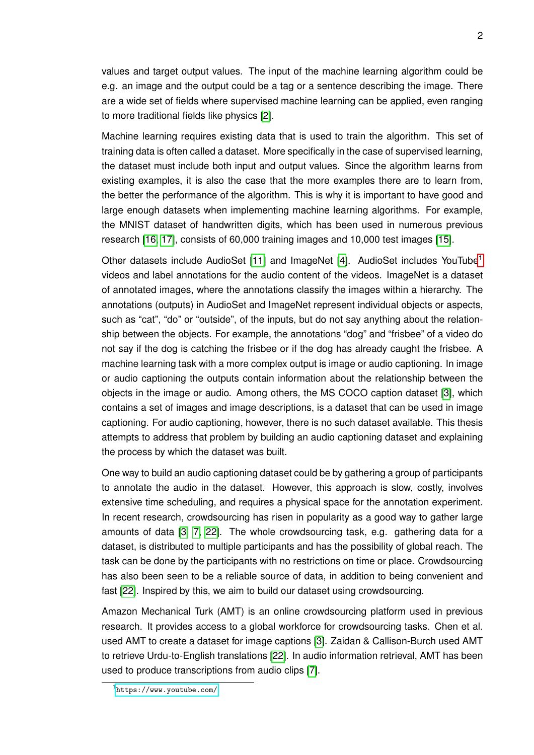values and target output values. The input of the machine learning algorithm could be e.g. an image and the output could be a tag or a sentence describing the image. There are a wide set of fields where supervised machine learning can be applied, even ranging to more traditional fields like physics [2].

Machine learning requires existing data that is used to train the algorithm. This set of training data is often called a dataset. More specifically in the case of supervised learning, the dataset must include both input and output values. Since the algorithm learns from existing examples, it is also the case that the more examples there are to learn from, the better the performance of the algorithm. This is why it is important to have good and large enough datasets when implementing machine learning algorithms. For example, the MNIST dataset of handwritten digits, which has been used in numerous previous research [16, 17], consists of 60,000 training images and 10,000 test images [15].

Other datasets include AudioSet [11] and ImageNet [4]. AudioSet includes YouTube[1] videos and label annotations for the audio content of the videos. ImageNet is a dataset of annotated images, where the annotations classify the images within a hierarchy. The annotations (outputs) in AudioSet and ImageNet represent individual objects or aspects, such as "cat", "do" or "outside", of the inputs, but do not say anything about the relationship between the objects. For example, the annotations "dog" and "frisbee" of a video do not say if the dog is catching the frisbee or if the dog has already caught the frisbee. A machine learning task with a more complex output is image or audio captioning. In image or audio captioning the outputs contain information about the relationship between the objects in the image or audio. Among others, the MS COCO caption dataset [3], which contains a set of images and image descriptions, is a dataset that can be used in image captioning. For audio captioning, however, there is no such dataset available. This thesis attempts to address that problem by building an audio captioning dataset and explaining the process by which the dataset was built.

One way to build an audio captioning dataset could be by gathering a group of participants to annotate the audio in the dataset. However, this approach is slow, costly, involves extensive time scheduling, and requires a physical space for the annotation experiment. In recent research, crowdsourcing has risen in popularity as a good way to gather large amounts of data [3, 7, 22]. The whole crowdsourcing task, e.g. gathering data for a dataset, is distributed to multiple participants and has the possibility of global reach. The task can be done by the participants with no restrictions on time or place. Crowdsourcing has also been seen to be a reliable source of data, in addition to being convenient and fast [22]. Inspired by this, we aim to build our dataset using crowdsourcing.

Amazon Mechanical Turk (AMT) is an online crowdsourcing platform used in previous research. It provides access to a global workforce for crowdsourcing tasks. Chen et al. used AMT to create a dataset for image captions [3]. Zaidan & Callison-Burch used AMT to retrieve Urdu-to-English translations [22]. In audio information retrieval, AMT has been used to produce transcriptions from audio clips [7].

[1] https://www.youtube.com/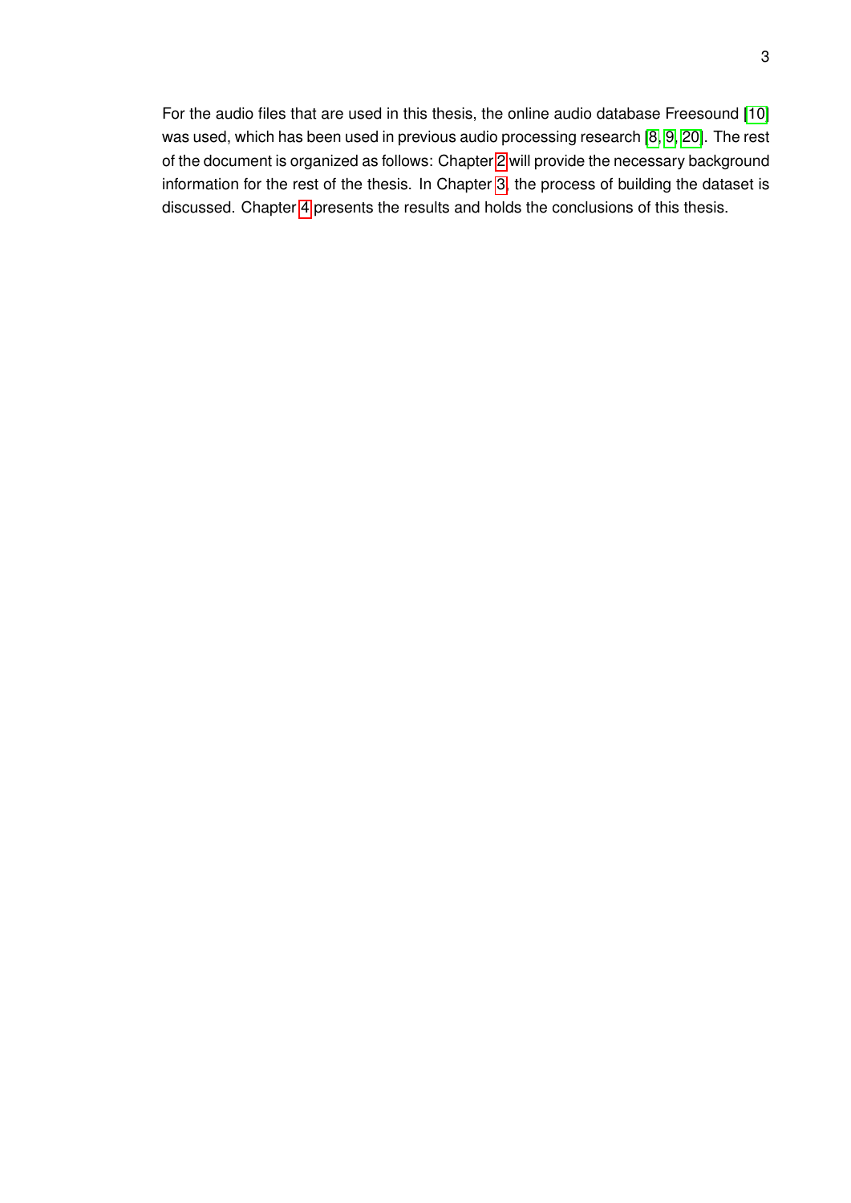For the audio files that are used in this thesis, the online audio database Freesound [10] was used, which has been used in previous audio processing research [8, 9, 20]. The rest of the document is organized as follows: Chapter 2 will provide the necessary background information for the rest of the thesis. In Chapter 3, the process of building the dataset is discussed. Chapter 4 presents the results and holds the conclusions of this thesis.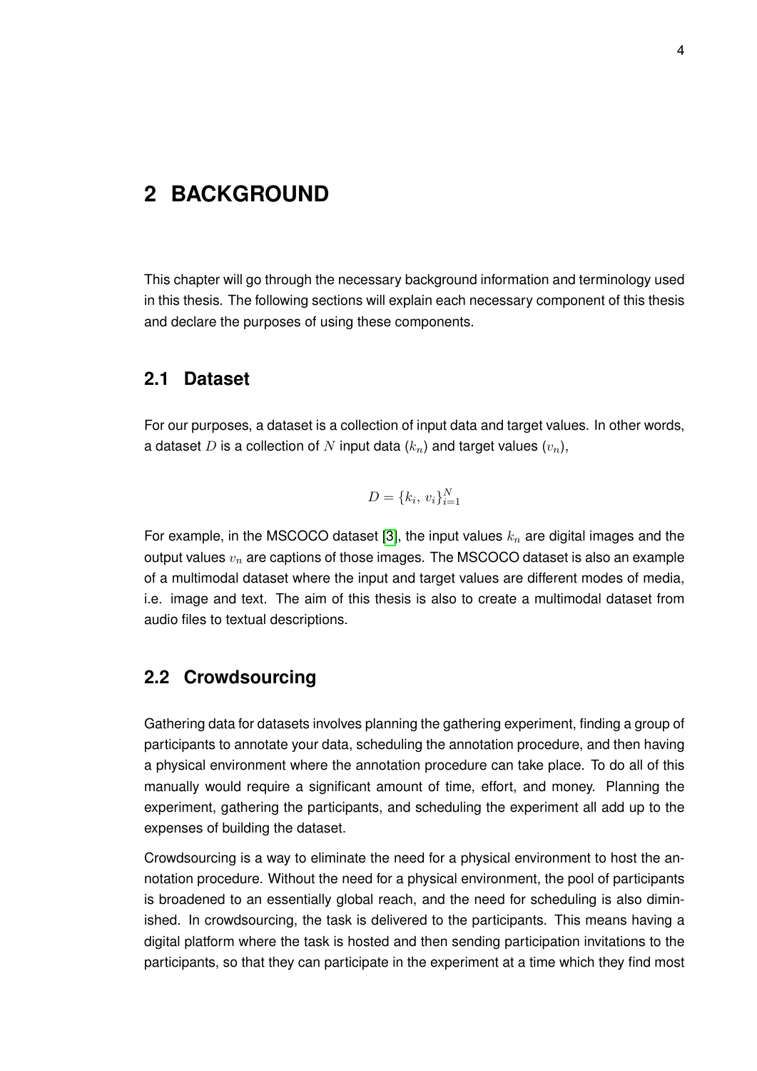# 2 BACKGROUND

This chapter will go through the necessary background information and terminology used in this thesis. The following sections will explain each necessary component of this thesis and declare the purposes of using these components.

## 2.1 Dataset

For our purposes, a dataset is a collection of input data and target values. In other words, a dataset $D$ is a collection of $N$ input data ($k_n$) and target values ($v_n$),

$$D = \{k_i,\, v_i\}_{i=1}^{N}$$

For example, in the MSCOCO dataset [3], the input values $k_n$ are digital images and the output values $v_n$ are captions of those images. The MSCOCO dataset is also an example of a multimodal dataset where the input and target values are different modes of media, i.e. image and text. The aim of this thesis is also to create a multimodal dataset from audio files to textual descriptions.

## 2.2 Crowdsourcing

Gathering data for datasets involves planning the gathering experiment, finding a group of participants to annotate your data, scheduling the annotation procedure, and then having a physical environment where the annotation procedure can take place. To do all of this manually would require a significant amount of time, effort, and money. Planning the experiment, gathering the participants, and scheduling the experiment all add up to the expenses of building the dataset.

Crowdsourcing is a way to eliminate the need for a physical environment to host the annotation procedure. Without the need for a physical environment, the pool of participants is broadened to an essentially global reach, and the need for scheduling is also diminished. In crowdsourcing, the task is delivered to the participants. This means having a digital platform where the task is hosted and then sending participation invitations to the participants, so that they can participate in the experiment at a time which they find most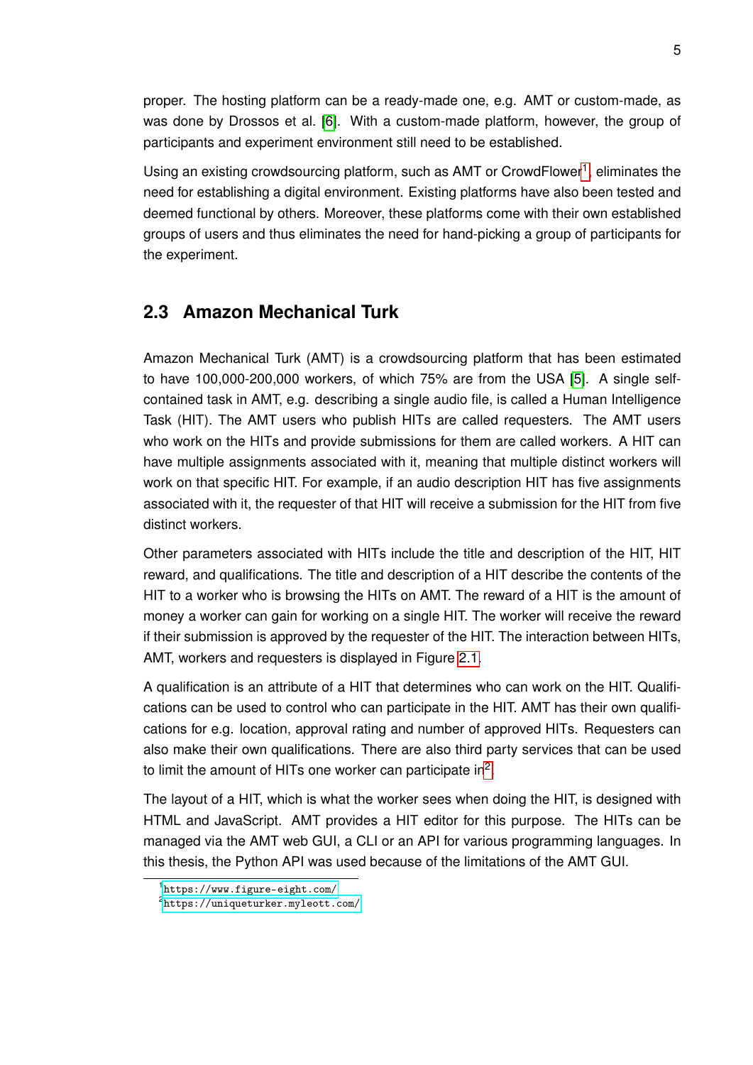proper. The hosting platform can be a ready-made one, e.g. AMT or custom-made, as was done by Drossos et al. [6]. With a custom-made platform, however, the group of participants and experiment environment still need to be established.

Using an existing crowdsourcing platform, such as AMT or CrowdFlower[1], eliminates the need for establishing a digital environment. Existing platforms have also been tested and deemed functional by others. Moreover, these platforms come with their own established groups of users and thus eliminates the need for hand-picking a group of participants for the experiment.

## 2.3 Amazon Mechanical Turk

Amazon Mechanical Turk (AMT) is a crowdsourcing platform that has been estimated to have 100,000-200,000 workers, of which 75% are from the USA [5]. A single self-contained task in AMT, e.g. describing a single audio file, is called a Human Intelligence Task (HIT). The AMT users who publish HITs are called requesters. The AMT users who work on the HITs and provide submissions for them are called workers. A HIT can have multiple assignments associated with it, meaning that multiple distinct workers will work on that specific HIT. For example, if an audio description HIT has five assignments associated with it, the requester of that HIT will receive a submission for the HIT from five distinct workers.

Other parameters associated with HITs include the title and description of the HIT, HIT reward, and qualifications. The title and description of a HIT describe the contents of the HIT to a worker who is browsing the HITs on AMT. The reward of a HIT is the amount of money a worker can gain for working on a single HIT. The worker will receive the reward if their submission is approved by the requester of the HIT. The interaction between HITs, AMT, workers and requesters is displayed in Figure 2.1.

A qualification is an attribute of a HIT that determines who can work on the HIT. Qualifications can be used to control who can participate in the HIT. AMT has their own qualifications for e.g. location, approval rating and number of approved HITs. Requesters can also make their own qualifications. There are also third party services that can be used to limit the amount of HITs one worker can participate in[2].

The layout of a HIT, which is what the worker sees when doing the HIT, is designed with HTML and JavaScript. AMT provides a HIT editor for this purpose. The HITs can be managed via the AMT web GUI, a CLI or an API for various programming languages. In this thesis, the Python API was used because of the limitations of the AMT GUI.

---

[1] https://www.figure-eight.com/

[2] https://uniqueturker.myleott.com/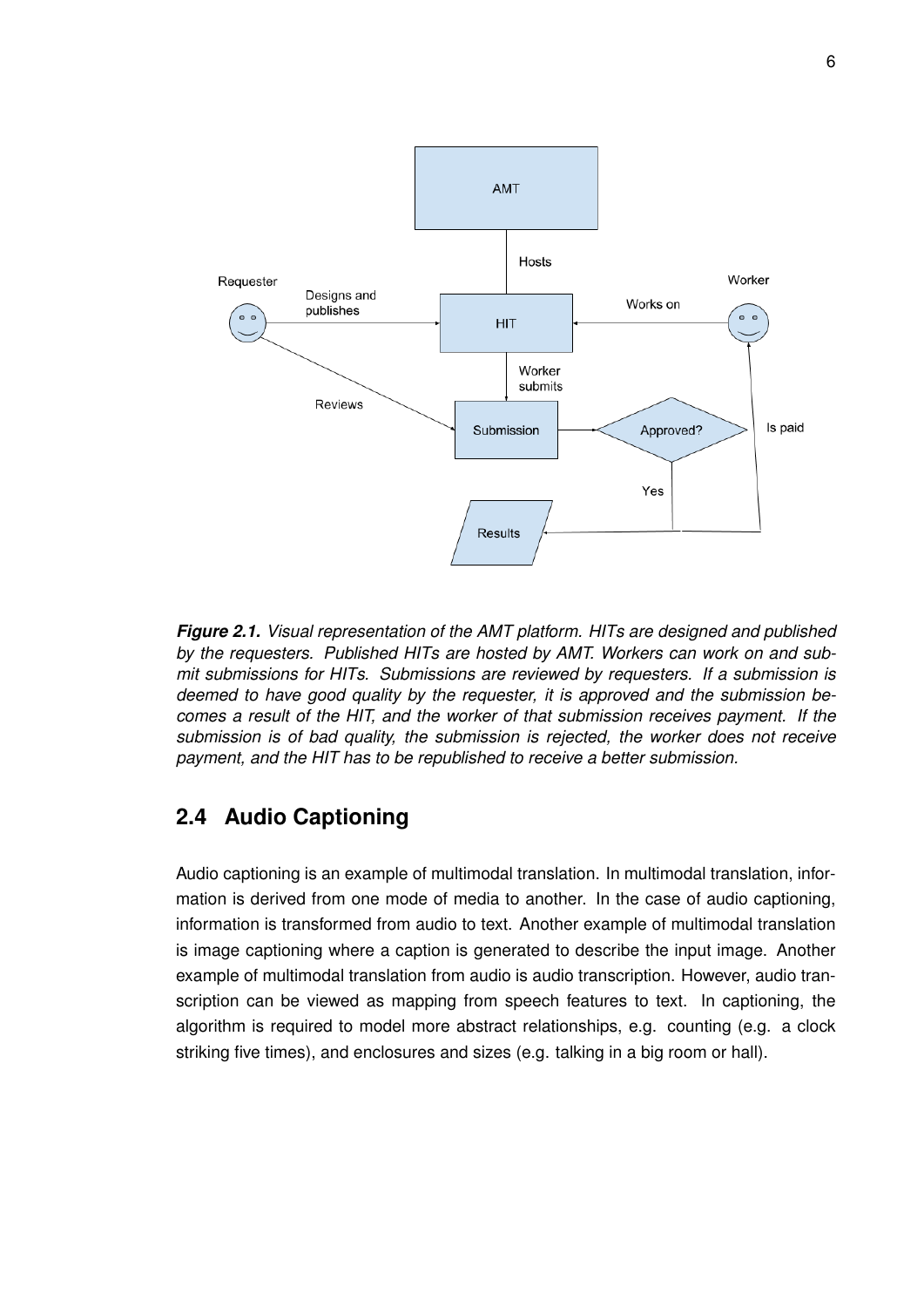**Figure 2.1.** *Visual representation of the AMT platform. HITs are designed and published by the requesters. Published HITs are hosted by AMT. Workers can work on and submit submissions for HITs. Submissions are reviewed by requesters. If a submission is deemed to have good quality by the requester, it is approved and the submission becomes a result of the HIT, and the worker of that submission receives payment. If the submission is of bad quality, the submission is rejected, the worker does not receive payment, and the HIT has to be republished to receive a better submission.*

## 2.4 Audio Captioning

Audio captioning is an example of multimodal translation. In multimodal translation, information is derived from one mode of media to another. In the case of audio captioning, information is transformed from audio to text. Another example of multimodal translation is image captioning where a caption is generated to describe the input image. Another example of multimodal translation from audio is audio transcription. However, audio transcription can be viewed as mapping from speech features to text. In captioning, the algorithm is required to model more abstract relationships, e.g. counting (e.g. a clock striking five times), and enclosures and sizes (e.g. talking in a big room or hall).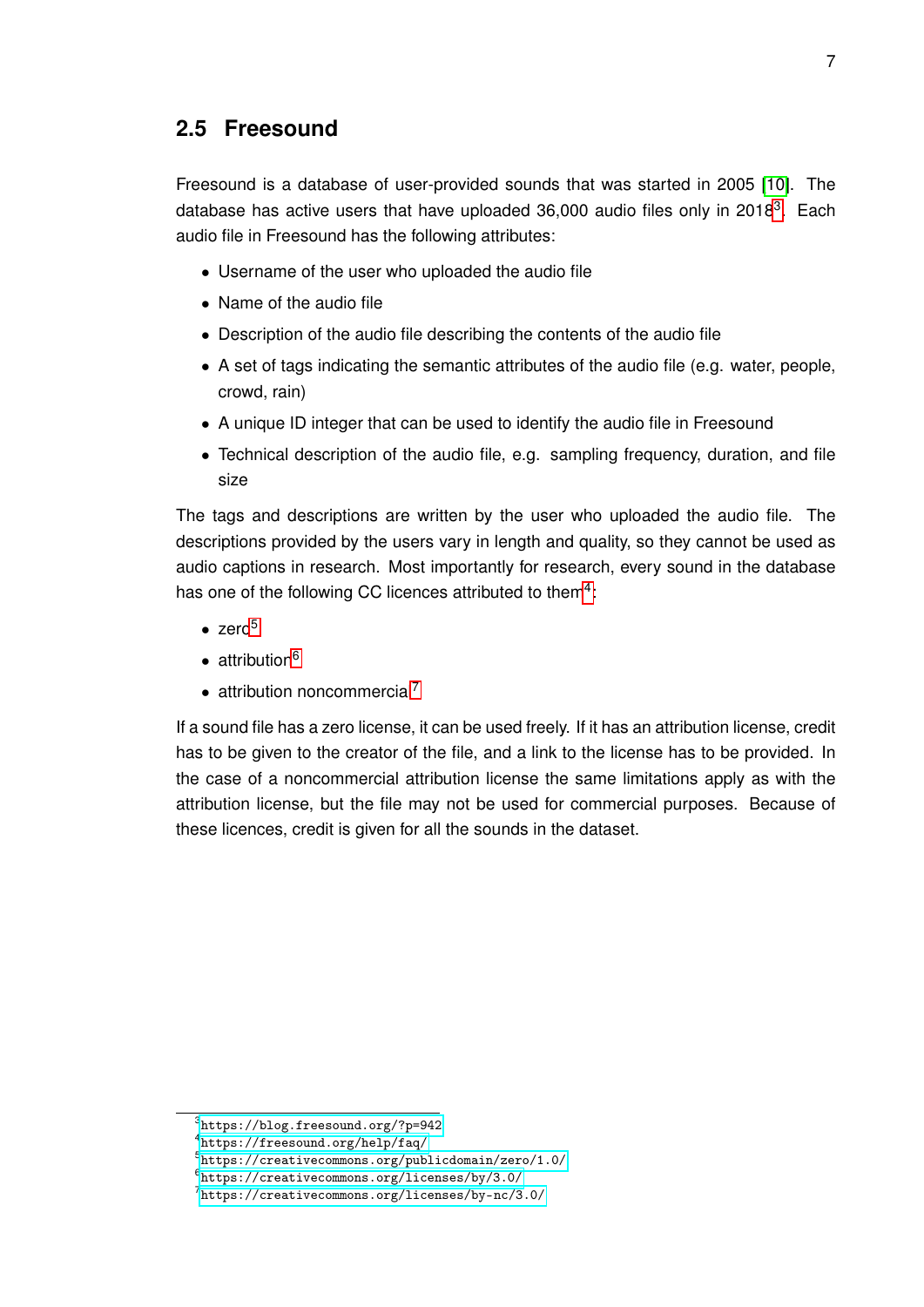## 2.5 Freesound

Freesound is a database of user-provided sounds that was started in 2005 [10]. The database has active users that have uploaded 36,000 audio files only in 2018[3]. Each audio file in Freesound has the following attributes:

- Username of the user who uploaded the audio file
- Name of the audio file
- Description of the audio file describing the contents of the audio file
- A set of tags indicating the semantic attributes of the audio file (e.g. water, people, crowd, rain)
- A unique ID integer that can be used to identify the audio file in Freesound
- Technical description of the audio file, e.g. sampling frequency, duration, and file size

The tags and descriptions are written by the user who uploaded the audio file. The descriptions provided by the users vary in length and quality, so they cannot be used as audio captions in research. Most importantly for research, every sound in the database has one of the following CC licences attributed to them[4]:

- zero[5]
- attribution[6]
- attribution noncommercial[7]

If a sound file has a zero license, it can be used freely. If it has an attribution license, credit has to be given to the creator of the file, and a link to the license has to be provided. In the case of a noncommercial attribution license the same limitations apply as with the attribution license, but the file may not be used for commercial purposes. Because of these licences, credit is given for all the sounds in the dataset.

[3] https://blog.freesound.org/?p=942
[4] https://freesound.org/help/faq/
[5] https://creativecommons.org/publicdomain/zero/1.0/
[6] https://creativecommons.org/licenses/by/3.0/
[7] https://creativecommons.org/licenses/by-nc/3.0/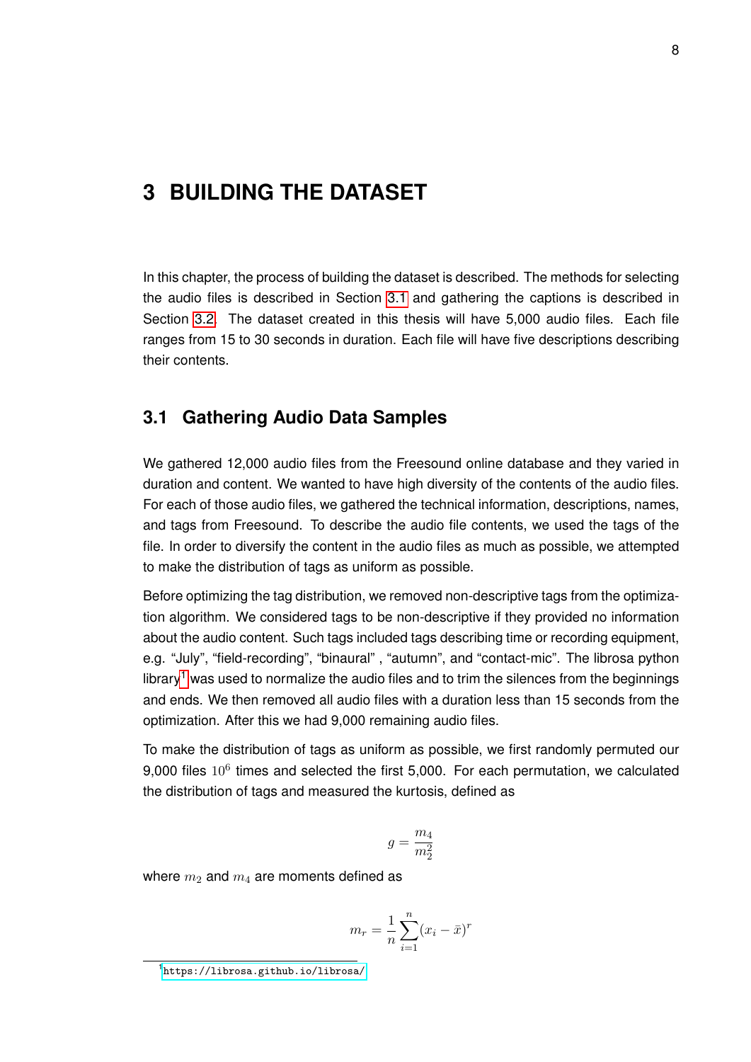# 3 BUILDING THE DATASET

In this chapter, the process of building the dataset is described. The methods for selecting the audio files is described in Section 3.1 and gathering the captions is described in Section 3.2. The dataset created in this thesis will have 5,000 audio files. Each file ranges from 15 to 30 seconds in duration. Each file will have five descriptions describing their contents.

## 3.1 Gathering Audio Data Samples

We gathered 12,000 audio files from the Freesound online database and they varied in duration and content. We wanted to have high diversity of the contents of the audio files. For each of those audio files, we gathered the technical information, descriptions, names, and tags from Freesound. To describe the audio file contents, we used the tags of the file. In order to diversify the content in the audio files as much as possible, we attempted to make the distribution of tags as uniform as possible.

Before optimizing the tag distribution, we removed non-descriptive tags from the optimization algorithm. We considered tags to be non-descriptive if they provided no information about the audio content. Such tags included tags describing time or recording equipment, e.g. “July”, “field-recording”, “binaural” , “autumn”, and “contact-mic”. The librosa python library[1] was used to normalize the audio files and to trim the silences from the beginnings and ends. We then removed all audio files with a duration less than 15 seconds from the optimization. After this we had 9,000 remaining audio files.

To make the distribution of tags as uniform as possible, we first randomly permuted our 9,000 files $10^6$ times and selected the first 5,000. For each permutation, we calculated the distribution of tags and measured the kurtosis, defined as

$$g = \frac{m_4}{m_2^2}$$

where $m_2$ and $m_4$ are moments defined as

$$m_r = \frac{1}{n}\sum_{i=1}^{n}(x_i - \bar{x})^r$$

[1] https://librosa.github.io/librosa/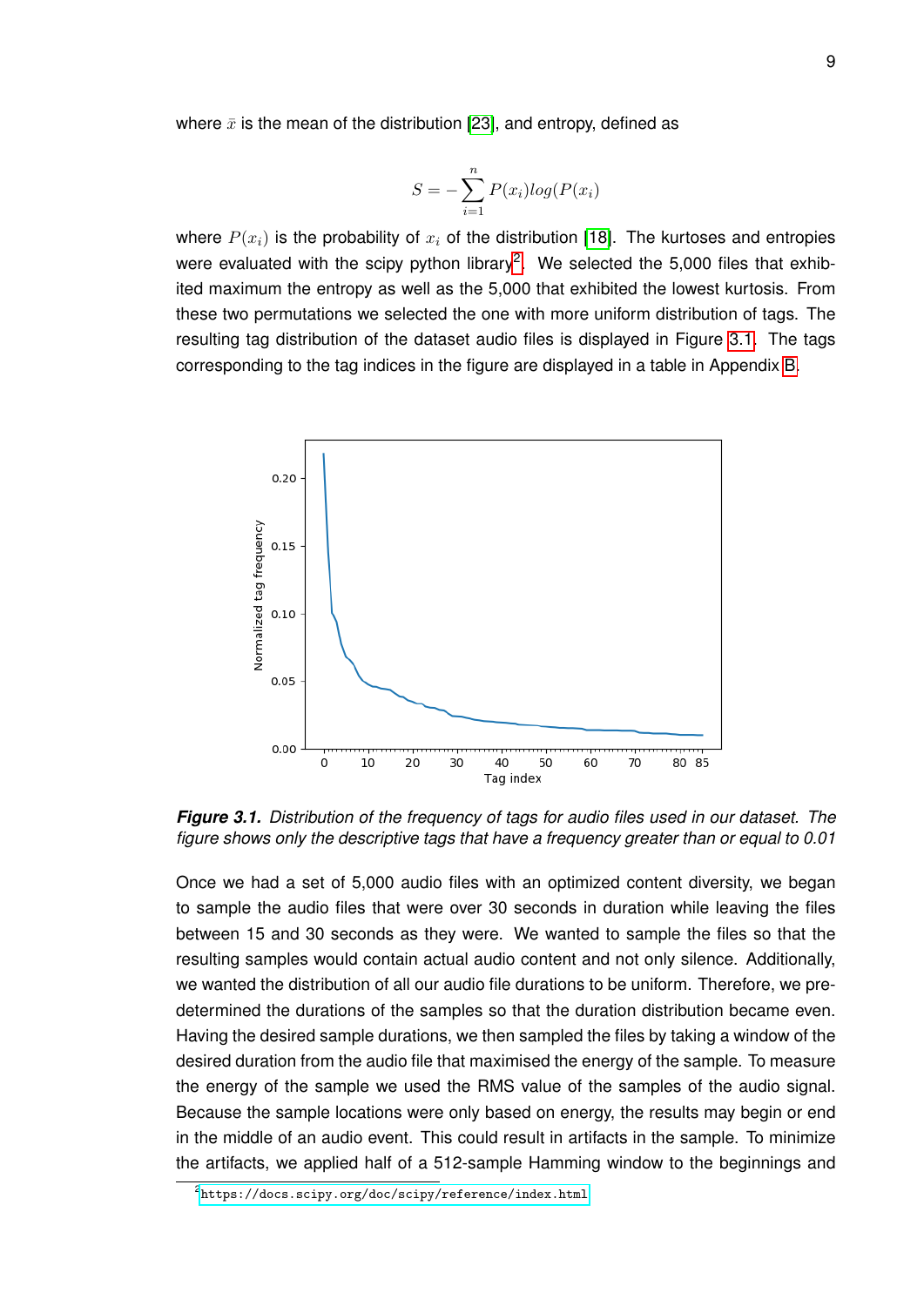where $\bar{x}$ is the mean of the distribution [23], and entropy, defined as

$$S = -\sum_{i=1}^{n} P(x_i) log(P(x_i))$$

where $P(x_i)$ is the probability of $x_i$ of the distribution [18]. The kurtoses and entropies were evaluated with the scipy python library[2]. We selected the 5,000 files that exhibited maximum the entropy as well as the 5,000 that exhibited the lowest kurtosis. From these two permutations we selected the one with more uniform distribution of tags. The resulting tag distribution of the dataset audio files is displayed in Figure 3.1. The tags corresponding to the tag indices in the figure are displayed in a table in Appendix B.

***Figure 3.1.*** *Distribution of the frequency of tags for audio files used in our dataset. The figure shows only the descriptive tags that have a frequency greater than or equal to 0.01*

Once we had a set of 5,000 audio files with an optimized content diversity, we began to sample the audio files that were over 30 seconds in duration while leaving the files between 15 and 30 seconds as they were. We wanted to sample the files so that the resulting samples would contain actual audio content and not only silence. Additionally, we wanted the distribution of all our audio file durations to be uniform. Therefore, we predetermined the durations of the samples so that the duration distribution became even. Having the desired sample durations, we then sampled the files by taking a window of the desired duration from the audio file that maximised the energy of the sample. To measure the energy of the sample we used the RMS value of the samples of the audio signal. Because the sample locations were only based on energy, the results may begin or end in the middle of an audio event. This could result in artifacts in the sample. To minimize the artifacts, we applied half of a 512-sample Hamming window to the beginnings and

[2] https://docs.scipy.org/doc/scipy/reference/index.html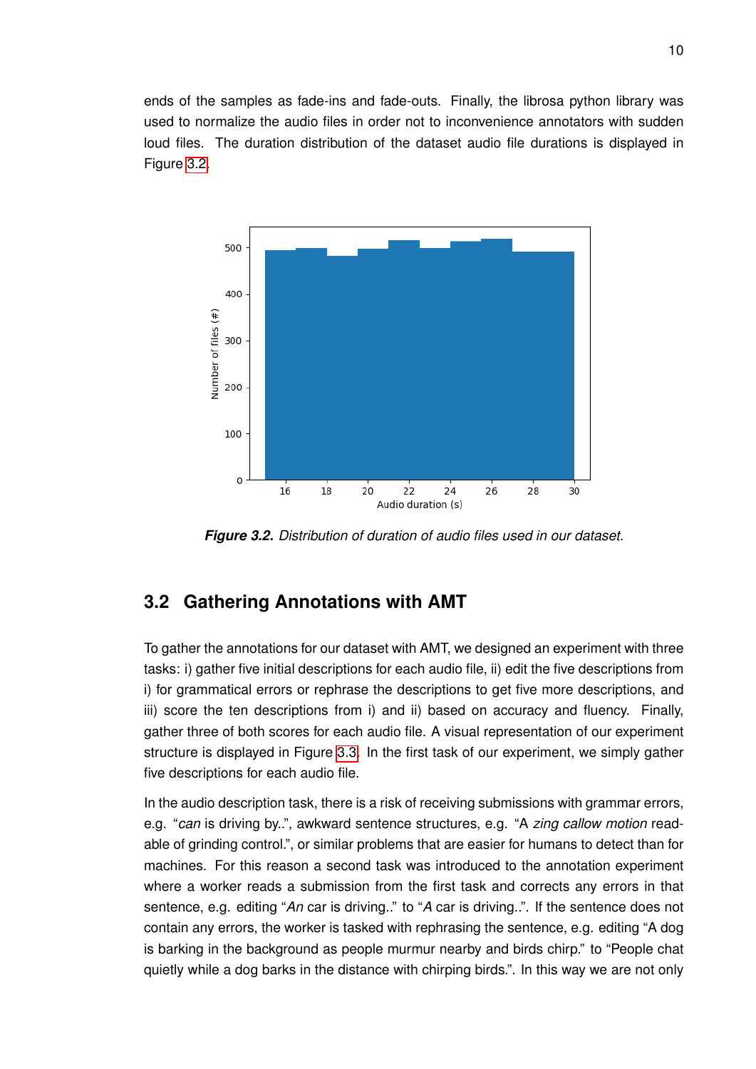ends of the samples as fade-ins and fade-outs. Finally, the librosa python library was used to normalize the audio files in order not to inconvenience annotators with sudden loud files. The duration distribution of the dataset audio file durations is displayed in Figure 3.2.

***Figure 3.2.*** *Distribution of duration of audio files used in our dataset.*

## 3.2 Gathering Annotations with AMT

To gather the annotations for our dataset with AMT, we designed an experiment with three tasks: i) gather five initial descriptions for each audio file, ii) edit the five descriptions from i) for grammatical errors or rephrase the descriptions to get five more descriptions, and iii) score the ten descriptions from i) and ii) based on accuracy and fluency. Finally, gather three of both scores for each audio file. A visual representation of our experiment structure is displayed in Figure 3.3. In the first task of our experiment, we simply gather five descriptions for each audio file.

In the audio description task, there is a risk of receiving submissions with grammar errors, e.g. "*can* is driving by..", awkward sentence structures, e.g. "A *zing callow motion* readable of grinding control.", or similar problems that are easier for humans to detect than for machines. For this reason a second task was introduced to the annotation experiment where a worker reads a submission from the first task and corrects any errors in that sentence, e.g. editing "*An* car is driving.." to "*A* car is driving..". If the sentence does not contain any errors, the worker is tasked with rephrasing the sentence, e.g. editing "A dog is barking in the background as people murmur nearby and birds chirp." to "People chat quietly while a dog barks in the distance with chirping birds.". In this way we are not only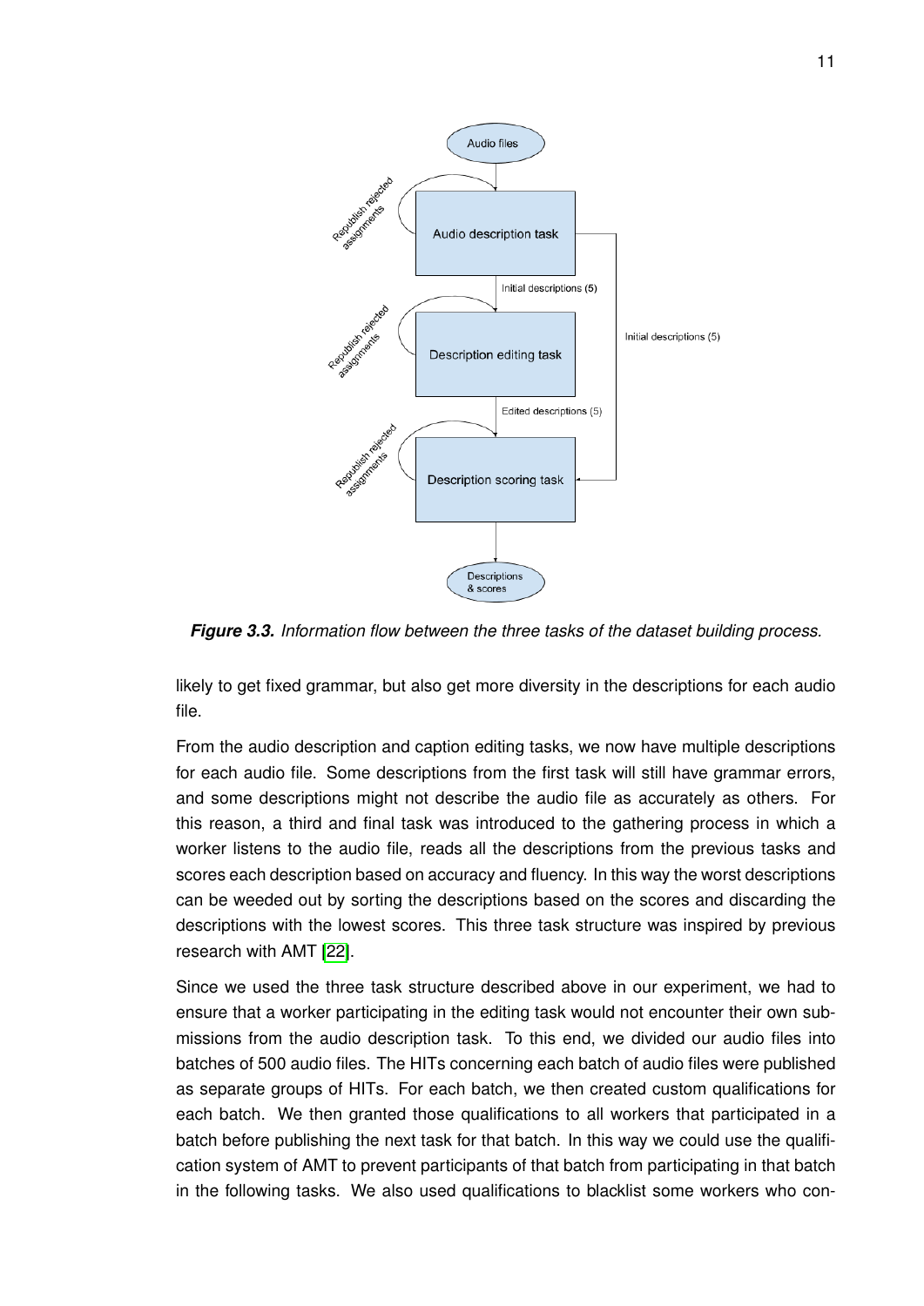**Figure 3.3.** *Information flow between the three tasks of the dataset building process.*

likely to get fixed grammar, but also get more diversity in the descriptions for each audio file.

From the audio description and caption editing tasks, we now have multiple descriptions for each audio file. Some descriptions from the first task will still have grammar errors, and some descriptions might not describe the audio file as accurately as others. For this reason, a third and final task was introduced to the gathering process in which a worker listens to the audio file, reads all the descriptions from the previous tasks and scores each description based on accuracy and fluency. In this way the worst descriptions can be weeded out by sorting the descriptions based on the scores and discarding the descriptions with the lowest scores. This three task structure was inspired by previous research with AMT [22].

Since we used the three task structure described above in our experiment, we had to ensure that a worker participating in the editing task would not encounter their own submissions from the audio description task. To this end, we divided our audio files into batches of 500 audio files. The HITs concerning each batch of audio files were published as separate groups of HITs. For each batch, we then created custom qualifications for each batch. We then granted those qualifications to all workers that participated in a batch before publishing the next task for that batch. In this way we could use the qualification system of AMT to prevent participants of that batch from participating in that batch in the following tasks. We also used qualifications to blacklist some workers who con-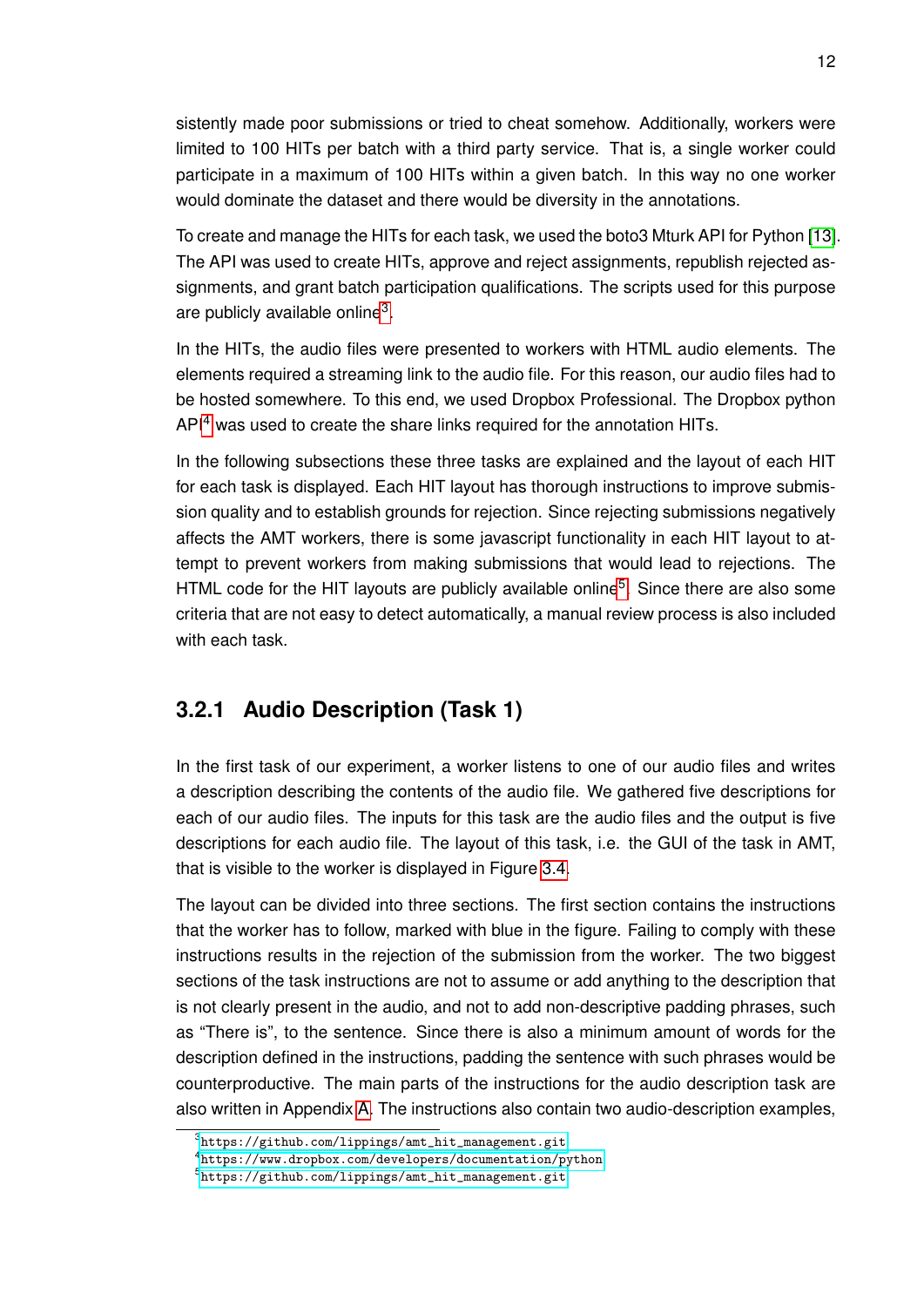sistently made poor submissions or tried to cheat somehow. Additionally, workers were limited to 100 HITs per batch with a third party service. That is, a single worker could participate in a maximum of 100 HITs within a given batch. In this way no one worker would dominate the dataset and there would be diversity in the annotations.

To create and manage the HITs for each task, we used the boto3 Mturk API for Python [13]. The API was used to create HITs, approve and reject assignments, republish rejected assignments, and grant batch participation qualifications. The scripts used for this purpose are publicly available online[3].

In the HITs, the audio files were presented to workers with HTML audio elements. The elements required a streaming link to the audio file. For this reason, our audio files had to be hosted somewhere. To this end, we used Dropbox Professional. The Dropbox python API[4] was used to create the share links required for the annotation HITs.

In the following subsections these three tasks are explained and the layout of each HIT for each task is displayed. Each HIT layout has thorough instructions to improve submission quality and to establish grounds for rejection. Since rejecting submissions negatively affects the AMT workers, there is some javascript functionality in each HIT layout to attempt to prevent workers from making submissions that would lead to rejections. The HTML code for the HIT layouts are publicly available online[5]. Since there are also some criteria that are not easy to detect automatically, a manual review process is also included with each task.

### 3.2.1 Audio Description (Task 1)

In the first task of our experiment, a worker listens to one of our audio files and writes a description describing the contents of the audio file. We gathered five descriptions for each of our audio files. The inputs for this task are the audio files and the output is five descriptions for each audio file. The layout of this task, i.e. the GUI of the task in AMT, that is visible to the worker is displayed in Figure 3.4.

The layout can be divided into three sections. The first section contains the instructions that the worker has to follow, marked with blue in the figure. Failing to comply with these instructions results in the rejection of the submission from the worker. The two biggest sections of the task instructions are not to assume or add anything to the description that is not clearly present in the audio, and not to add non-descriptive padding phrases, such as “There is”, to the sentence. Since there is also a minimum amount of words for the description defined in the instructions, padding the sentence with such phrases would be counterproductive. The main parts of the instructions for the audio description task are also written in Appendix A. The instructions also contain two audio-description examples,

[3] https://github.com/lippings/amt_hit_management.git
[4] https://www.dropbox.com/developers/documentation/python
[5] https://github.com/lippings/amt_hit_management.git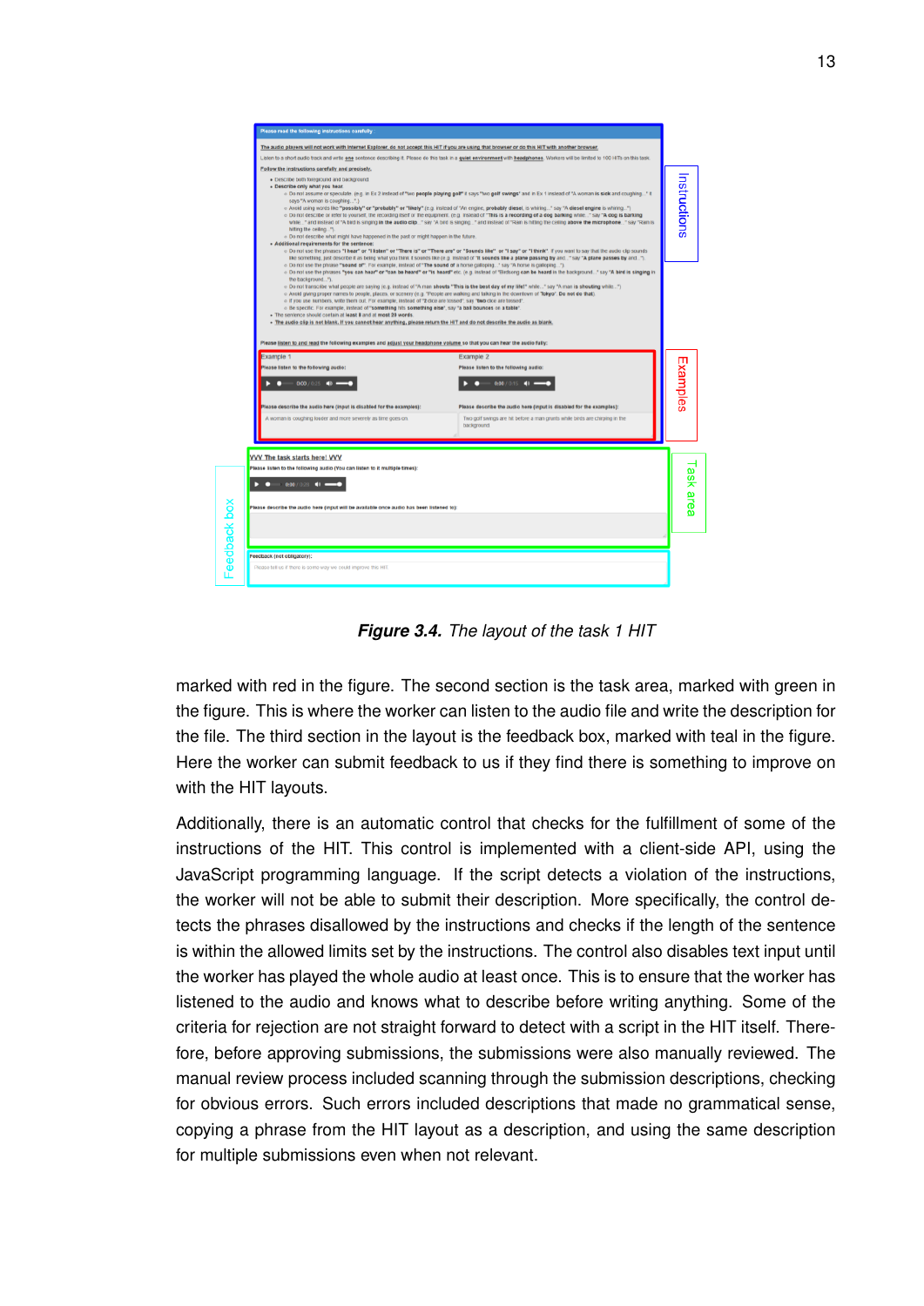*Figure 3.4. The layout of the task 1 HIT*

marked with red in the figure. The second section is the task area, marked with green in the figure. This is where the worker can listen to the audio file and write the description for the file. The third section in the layout is the feedback box, marked with teal in the figure. Here the worker can submit feedback to us if they find there is something to improve on with the HIT layouts.

Additionally, there is an automatic control that checks for the fulfillment of some of the instructions of the HIT. This control is implemented with a client-side API, using the JavaScript programming language. If the script detects a violation of the instructions, the worker will not be able to submit their description. More specifically, the control detects the phrases disallowed by the instructions and checks if the length of the sentence is within the allowed limits set by the instructions. The control also disables text input until the worker has played the whole audio at least once. This is to ensure that the worker has listened to the audio and knows what to describe before writing anything. Some of the criteria for rejection are not straight forward to detect with a script in the HIT itself. Therefore, before approving submissions, the submissions were also manually reviewed. The manual review process included scanning through the submission descriptions, checking for obvious errors. Such errors included descriptions that made no grammatical sense, copying a phrase from the HIT layout as a description, and using the same description for multiple submissions even when not relevant.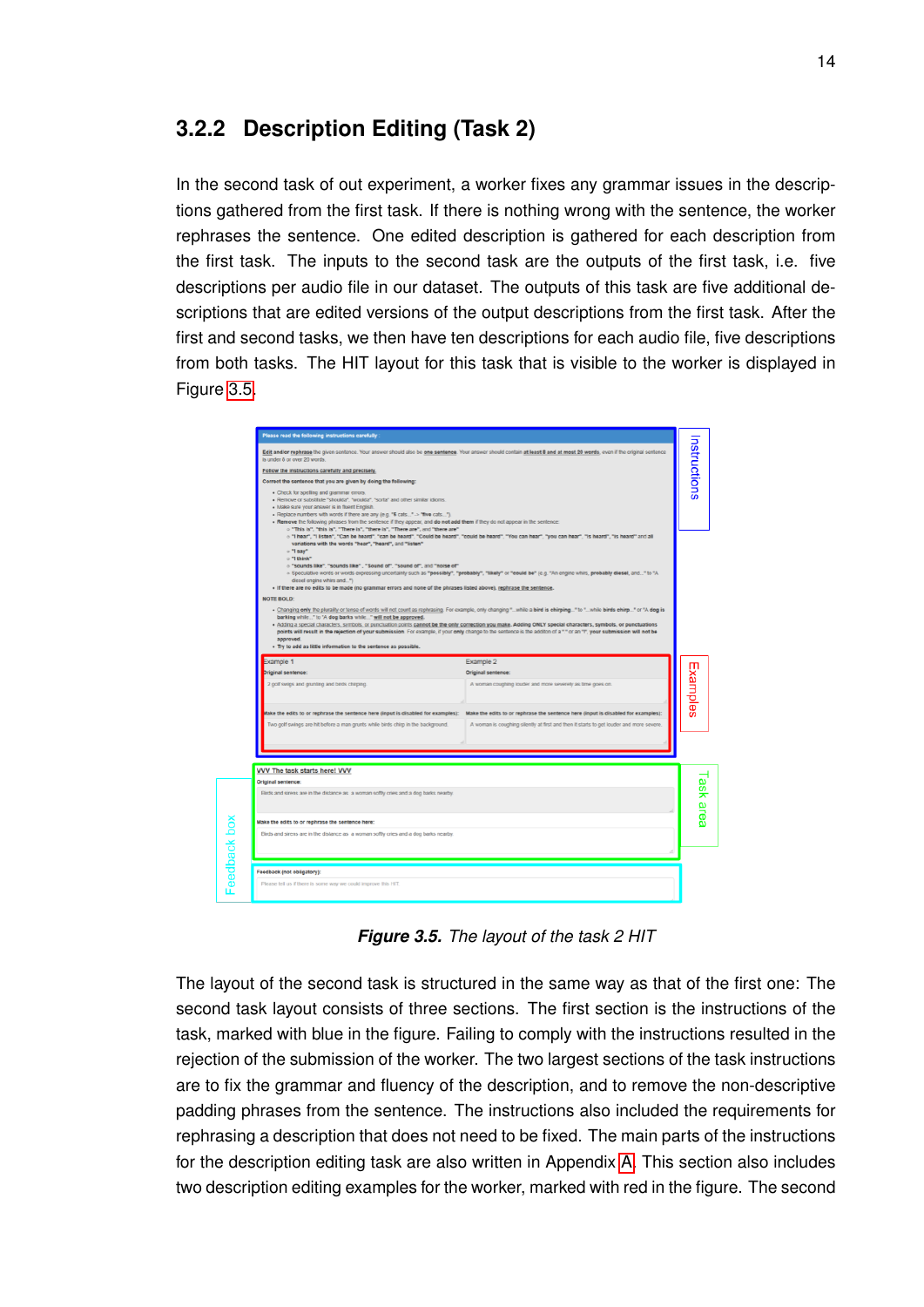### 3.2.2 Description Editing (Task 2)

In the second task of out experiment, a worker fixes any grammar issues in the descriptions gathered from the first task. If there is nothing wrong with the sentence, the worker rephrases the sentence. One edited description is gathered for each description from the first task. The inputs to the second task are the outputs of the first task, i.e. five descriptions per audio file in our dataset. The outputs of this task are five additional descriptions that are edited versions of the output descriptions from the first task. After the first and second tasks, we then have ten descriptions for each audio file, five descriptions from both tasks. The HIT layout for this task that is visible to the worker is displayed in Figure 3.5.

***Figure 3.5.*** *The layout of the task 2 HIT*

The layout of the second task is structured in the same way as that of the first one: The second task layout consists of three sections. The first section is the instructions of the task, marked with blue in the figure. Failing to comply with the instructions resulted in the rejection of the submission of the worker. The two largest sections of the task instructions are to fix the grammar and fluency of the description, and to remove the non-descriptive padding phrases from the sentence. The instructions also included the requirements for rephrasing a description that does not need to be fixed. The main parts of the instructions for the description editing task are also written in Appendix A. This section also includes two description editing examples for the worker, marked with red in the figure. The second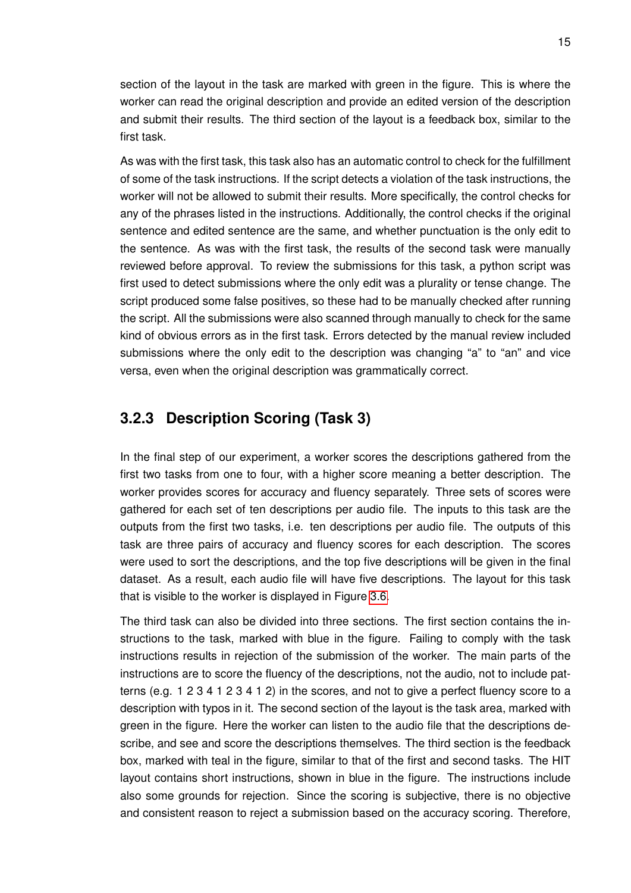section of the layout in the task are marked with green in the figure. This is where the worker can read the original description and provide an edited version of the description and submit their results. The third section of the layout is a feedback box, similar to the first task.

As was with the first task, this task also has an automatic control to check for the fulfillment of some of the task instructions. If the script detects a violation of the task instructions, the worker will not be allowed to submit their results. More specifically, the control checks for any of the phrases listed in the instructions. Additionally, the control checks if the original sentence and edited sentence are the same, and whether punctuation is the only edit to the sentence. As was with the first task, the results of the second task were manually reviewed before approval. To review the submissions for this task, a python script was first used to detect submissions where the only edit was a plurality or tense change. The script produced some false positives, so these had to be manually checked after running the script. All the submissions were also scanned through manually to check for the same kind of obvious errors as in the first task. Errors detected by the manual review included submissions where the only edit to the description was changing "a" to "an" and vice versa, even when the original description was grammatically correct.

### 3.2.3 Description Scoring (Task 3)

In the final step of our experiment, a worker scores the descriptions gathered from the first two tasks from one to four, with a higher score meaning a better description. The worker provides scores for accuracy and fluency separately. Three sets of scores were gathered for each set of ten descriptions per audio file. The inputs to this task are the outputs from the first two tasks, i.e. ten descriptions per audio file. The outputs of this task are three pairs of accuracy and fluency scores for each description. The scores were used to sort the descriptions, and the top five descriptions will be given in the final dataset. As a result, each audio file will have five descriptions. The layout for this task that is visible to the worker is displayed in Figure 3.6.

The third task can also be divided into three sections. The first section contains the instructions to the task, marked with blue in the figure. Failing to comply with the task instructions results in rejection of the submission of the worker. The main parts of the instructions are to score the fluency of the descriptions, not the audio, not to include patterns (e.g. 1 2 3 4 1 2 3 4 1 2) in the scores, and not to give a perfect fluency score to a description with typos in it. The second section of the layout is the task area, marked with green in the figure. Here the worker can listen to the audio file that the descriptions describe, and see and score the descriptions themselves. The third section is the feedback box, marked with teal in the figure, similar to that of the first and second tasks. The HIT layout contains short instructions, shown in blue in the figure. The instructions include also some grounds for rejection. Since the scoring is subjective, there is no objective and consistent reason to reject a submission based on the accuracy scoring. Therefore,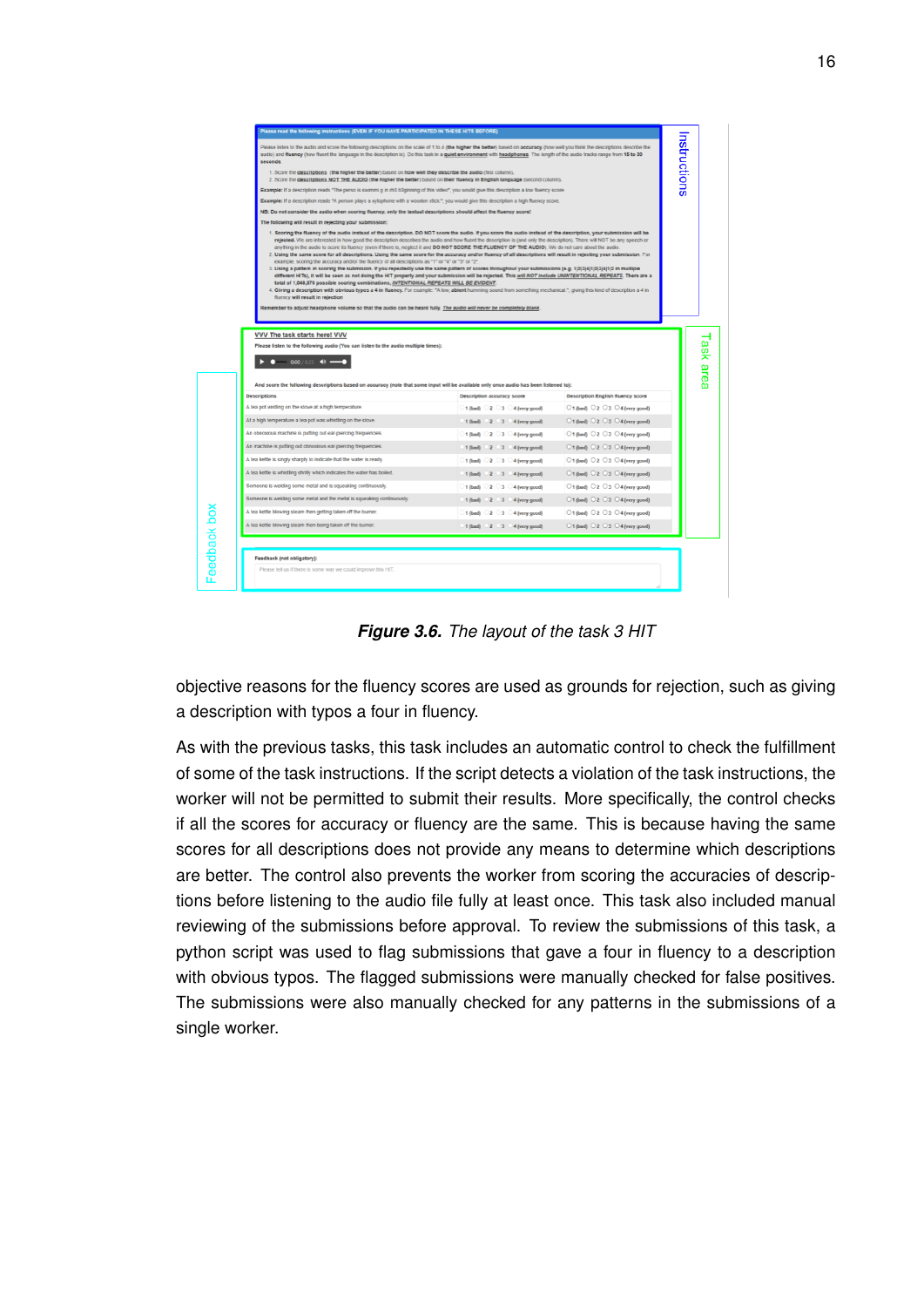**Figure 3.6.** *The layout of the task 3 HIT*

objective reasons for the fluency scores are used as grounds for rejection, such as giving a description with typos a four in fluency.

As with the previous tasks, this task includes an automatic control to check the fulfillment of some of the task instructions. If the script detects a violation of the task instructions, the worker will not be permitted to submit their results. More specifically, the control checks if all the scores for accuracy or fluency are the same. This is because having the same scores for all descriptions does not provide any means to determine which descriptions are better. The control also prevents the worker from scoring the accuracies of descriptions before listening to the audio file fully at least once. This task also included manual reviewing of the submissions before approval. To review the submissions of this task, a python script was used to flag submissions that gave a four in fluency to a description with obvious typos. The flagged submissions were manually checked for false positives. The submissions were also manually checked for any patterns in the submissions of a single worker.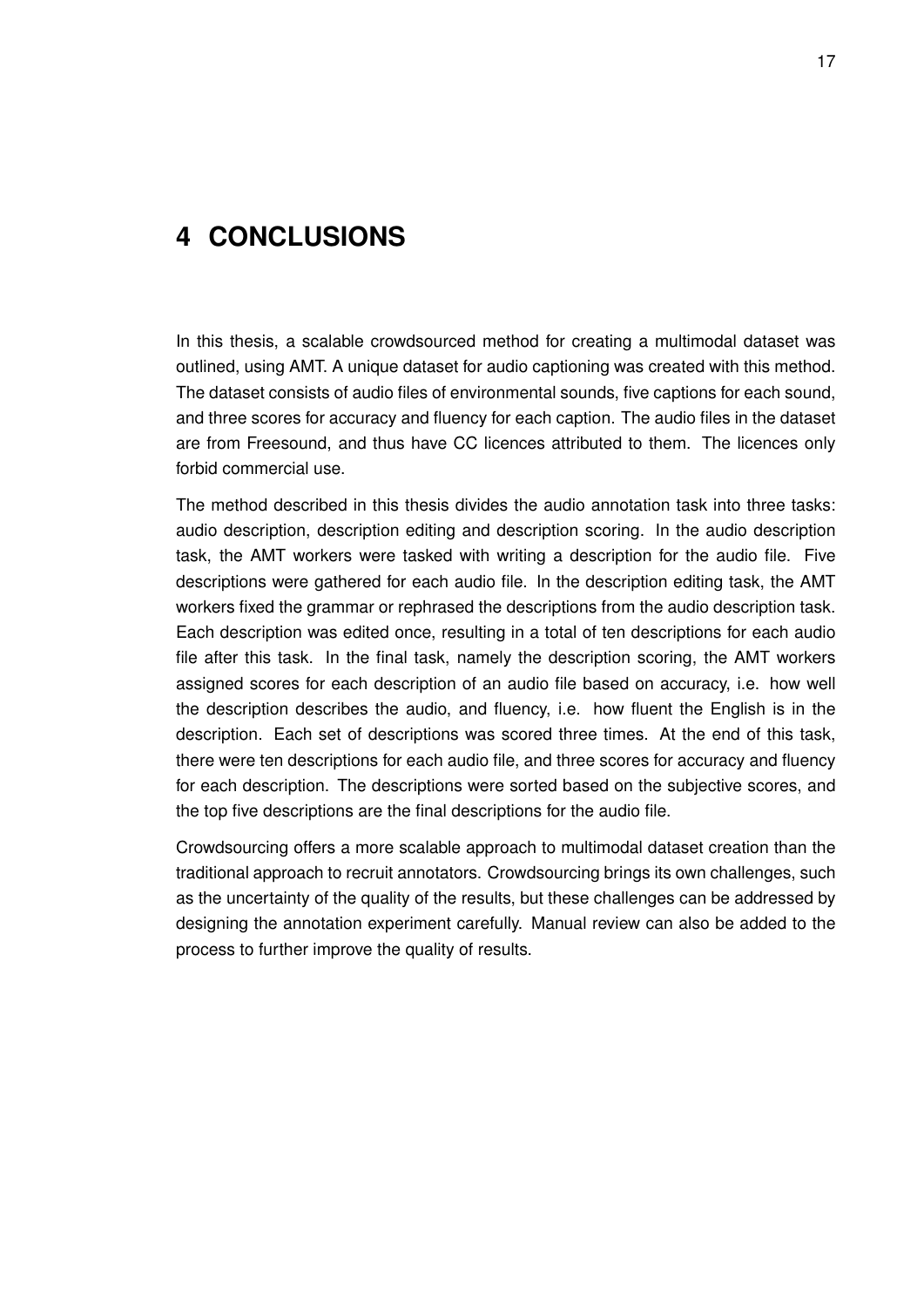# 4 CONCLUSIONS

In this thesis, a scalable crowdsourced method for creating a multimodal dataset was outlined, using AMT. A unique dataset for audio captioning was created with this method. The dataset consists of audio files of environmental sounds, five captions for each sound, and three scores for accuracy and fluency for each caption. The audio files in the dataset are from Freesound, and thus have CC licences attributed to them. The licences only forbid commercial use.

The method described in this thesis divides the audio annotation task into three tasks: audio description, description editing and description scoring. In the audio description task, the AMT workers were tasked with writing a description for the audio file. Five descriptions were gathered for each audio file. In the description editing task, the AMT workers fixed the grammar or rephrased the descriptions from the audio description task. Each description was edited once, resulting in a total of ten descriptions for each audio file after this task. In the final task, namely the description scoring, the AMT workers assigned scores for each description of an audio file based on accuracy, i.e. how well the description describes the audio, and fluency, i.e. how fluent the English is in the description. Each set of descriptions was scored three times. At the end of this task, there were ten descriptions for each audio file, and three scores for accuracy and fluency for each description. The descriptions were sorted based on the subjective scores, and the top five descriptions are the final descriptions for the audio file.

Crowdsourcing offers a more scalable approach to multimodal dataset creation than the traditional approach to recruit annotators. Crowdsourcing brings its own challenges, such as the uncertainty of the quality of the results, but these challenges can be addressed by designing the annotation experiment carefully. Manual review can also be added to the process to further improve the quality of results.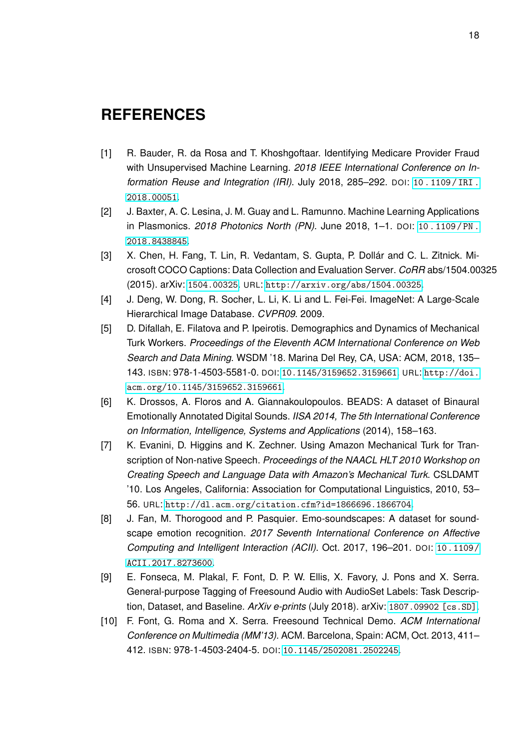# REFERENCES

[1] R. Bauder, R. da Rosa and T. Khoshgoftaar. Identifying Medicare Provider Fraud with Unsupervised Machine Learning. *2018 IEEE International Conference on Information Reuse and Integration (IRI)*. July 2018, 285–292. DOI: 10.1109/IRI.2018.00051.

[2] J. Baxter, A. C. Lesina, J. M. Guay and L. Ramunno. Machine Learning Applications in Plasmonics. *2018 Photonics North (PN)*. June 2018, 1–1. DOI: 10.1109/PN.2018.8438845.

[3] X. Chen, H. Fang, T. Lin, R. Vedantam, S. Gupta, P. Dollár and C. L. Zitnick. Microsoft COCO Captions: Data Collection and Evaluation Server. *CoRR* abs/1504.00325 (2015). arXiv: 1504.00325. URL: http://arxiv.org/abs/1504.00325.

[4] J. Deng, W. Dong, R. Socher, L. Li, K. Li and L. Fei-Fei. ImageNet: A Large-Scale Hierarchical Image Database. *CVPR09*. 2009.

[5] D. Difallah, E. Filatova and P. Ipeirotis. Demographics and Dynamics of Mechanical Turk Workers. *Proceedings of the Eleventh ACM International Conference on Web Search and Data Mining*. WSDM '18. Marina Del Rey, CA, USA: ACM, 2018, 135–143. ISBN: 978-1-4503-5581-0. DOI: 10.1145/3159652.3159661. URL: http://doi.acm.org/10.1145/3159652.3159661.

[6] K. Drossos, A. Floros and A. Giannakoulopoulos. BEADS: A dataset of Binaural Emotionally Annotated Digital Sounds. *IISA 2014, The 5th International Conference on Information, Intelligence, Systems and Applications* (2014), 158–163.

[7] K. Evanini, D. Higgins and K. Zechner. Using Amazon Mechanical Turk for Transcription of Non-native Speech. *Proceedings of the NAACL HLT 2010 Workshop on Creating Speech and Language Data with Amazon's Mechanical Turk*. CSLDAMT '10. Los Angeles, California: Association for Computational Linguistics, 2010, 53–56. URL: http://dl.acm.org/citation.cfm?id=1866696.1866704.

[8] J. Fan, M. Thorogood and P. Pasquier. Emo-soundscapes: A dataset for soundscape emotion recognition. *2017 Seventh International Conference on Affective Computing and Intelligent Interaction (ACII)*. Oct. 2017, 196–201. DOI: 10.1109/ACII.2017.8273600.

[9] E. Fonseca, M. Plakal, F. Font, D. P. W. Ellis, X. Favory, J. Pons and X. Serra. General-purpose Tagging of Freesound Audio with AudioSet Labels: Task Description, Dataset, and Baseline. *ArXiv e-prints* (July 2018). arXiv: 1807.09902 [cs.SD].

[10] F. Font, G. Roma and X. Serra. Freesound Technical Demo. *ACM International Conference on Multimedia (MM'13)*. ACM. Barcelona, Spain: ACM, Oct. 2013, 411–412. ISBN: 978-1-4503-2404-5. DOI: 10.1145/2502081.2502245.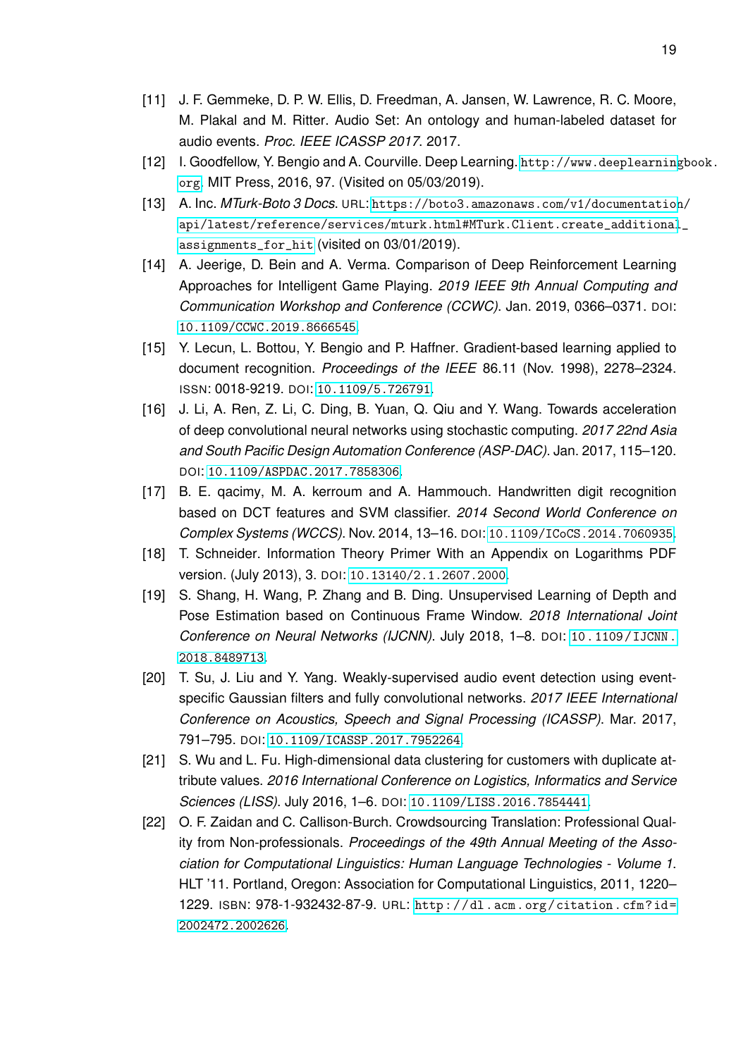[11] J. F. Gemmeke, D. P. W. Ellis, D. Freedman, A. Jansen, W. Lawrence, R. C. Moore, M. Plakal and M. Ritter. Audio Set: An ontology and human-labeled dataset for audio events. *Proc. IEEE ICASSP 2017*. 2017.

[12] I. Goodfellow, Y. Bengio and A. Courville. Deep Learning. http://www.deeplearningbook.org. MIT Press, 2016, 97. (Visited on 05/03/2019).

[13] A. Inc. *MTurk-Boto 3 Docs*. URL: https://boto3.amazonaws.com/v1/documentation/api/latest/reference/services/mturk.html#MTurk.Client.create_additional_assignments_for_hit (visited on 03/01/2019).

[14] A. Jeerige, D. Bein and A. Verma. Comparison of Deep Reinforcement Learning Approaches for Intelligent Game Playing. *2019 IEEE 9th Annual Computing and Communication Workshop and Conference (CCWC)*. Jan. 2019, 0366–0371. DOI: 10.1109/CCWC.2019.8666545.

[15] Y. Lecun, L. Bottou, Y. Bengio and P. Haffner. Gradient-based learning applied to document recognition. *Proceedings of the IEEE* 86.11 (Nov. 1998), 2278–2324. ISSN: 0018-9219. DOI: 10.1109/5.726791.

[16] J. Li, A. Ren, Z. Li, C. Ding, B. Yuan, Q. Qiu and Y. Wang. Towards acceleration of deep convolutional neural networks using stochastic computing. *2017 22nd Asia and South Pacific Design Automation Conference (ASP-DAC)*. Jan. 2017, 115–120. DOI: 10.1109/ASPDAC.2017.7858306.

[17] B. E. qacimy, M. A. kerroum and A. Hammouch. Handwritten digit recognition based on DCT features and SVM classifier. *2014 Second World Conference on Complex Systems (WCCS)*. Nov. 2014, 13–16. DOI: 10.1109/ICoCS.2014.7060935.

[18] T. Schneider. Information Theory Primer With an Appendix on Logarithms PDF version. (July 2013), 3. DOI: 10.13140/2.1.2607.2000.

[19] S. Shang, H. Wang, P. Zhang and B. Ding. Unsupervised Learning of Depth and Pose Estimation based on Continuous Frame Window. *2018 International Joint Conference on Neural Networks (IJCNN)*. July 2018, 1–8. DOI: 10.1109/IJCNN.2018.8489713.

[20] T. Su, J. Liu and Y. Yang. Weakly-supervised audio event detection using event-specific Gaussian filters and fully convolutional networks. *2017 IEEE International Conference on Acoustics, Speech and Signal Processing (ICASSP)*. Mar. 2017, 791–795. DOI: 10.1109/ICASSP.2017.7952264.

[21] S. Wu and L. Fu. High-dimensional data clustering for customers with duplicate attribute values. *2016 International Conference on Logistics, Informatics and Service Sciences (LISS)*. July 2016, 1–6. DOI: 10.1109/LISS.2016.7854441.

[22] O. F. Zaidan and C. Callison-Burch. Crowdsourcing Translation: Professional Quality from Non-professionals. *Proceedings of the 49th Annual Meeting of the Association for Computational Linguistics: Human Language Technologies - Volume 1*. HLT '11. Portland, Oregon: Association for Computational Linguistics, 2011, 1220–1229. ISBN: 978-1-932432-87-9. URL: http://dl.acm.org/citation.cfm?id=2002472.2002626.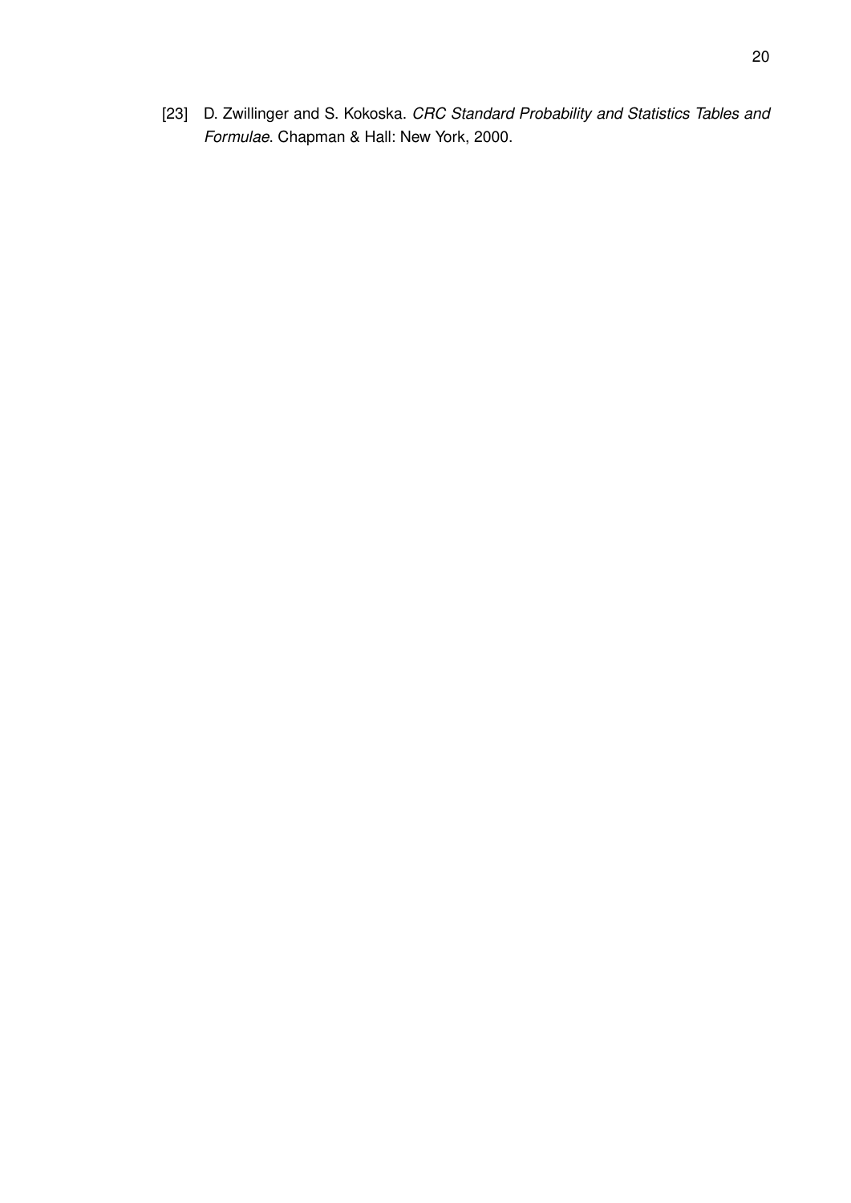[23] D. Zwillinger and S. Kokoska. *CRC Standard Probability and Statistics Tables and Formulae*. Chapman & Hall: New York, 2000.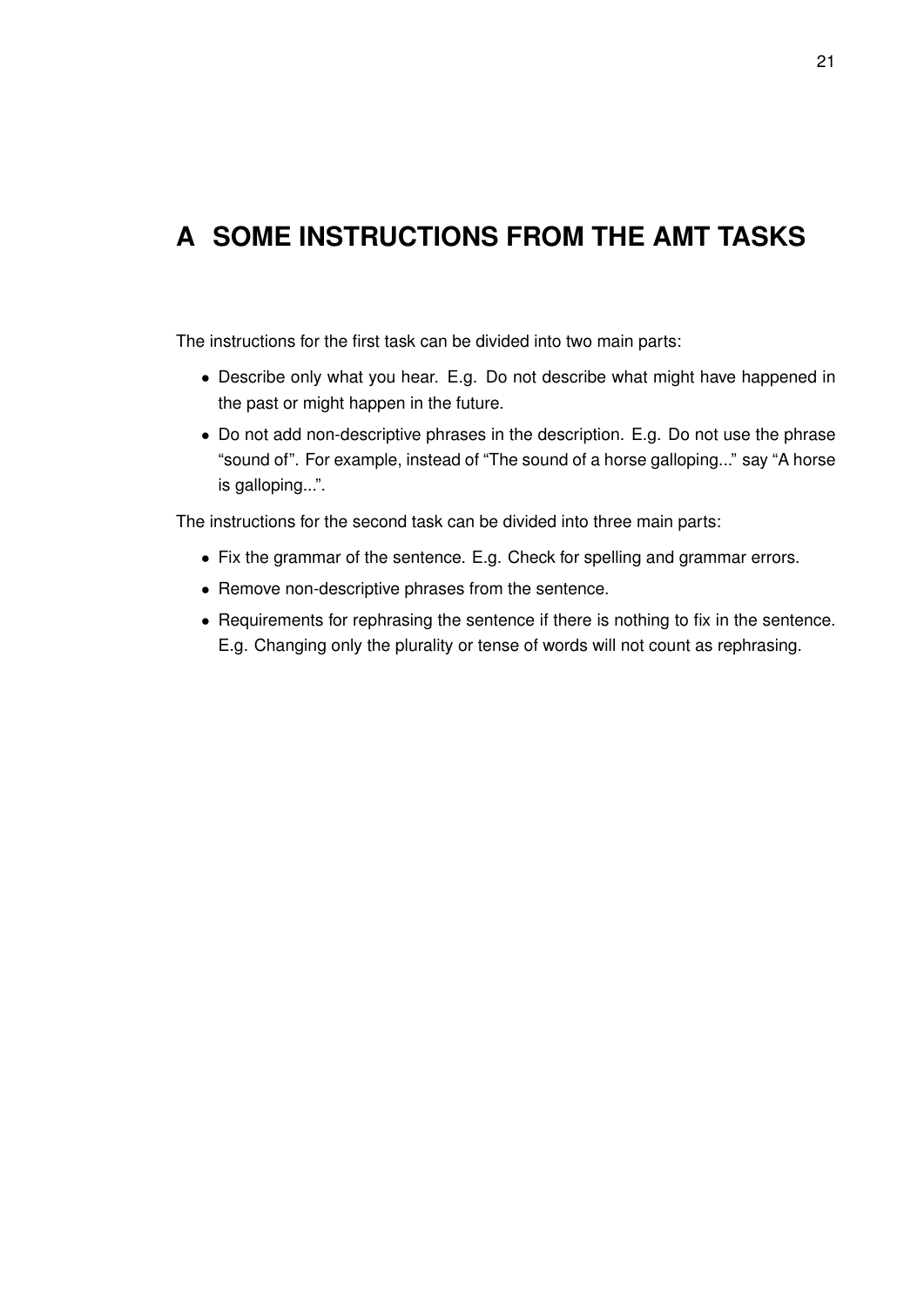# A SOME INSTRUCTIONS FROM THE AMT TASKS

The instructions for the first task can be divided into two main parts:

- Describe only what you hear. E.g. Do not describe what might have happened in the past or might happen in the future.
- Do not add non-descriptive phrases in the description. E.g. Do not use the phrase "sound of". For example, instead of "The sound of a horse galloping..." say "A horse is galloping...".

The instructions for the second task can be divided into three main parts:

- Fix the grammar of the sentence. E.g. Check for spelling and grammar errors.
- Remove non-descriptive phrases from the sentence.
- Requirements for rephrasing the sentence if there is nothing to fix in the sentence. E.g. Changing only the plurality or tense of words will not count as rephrasing.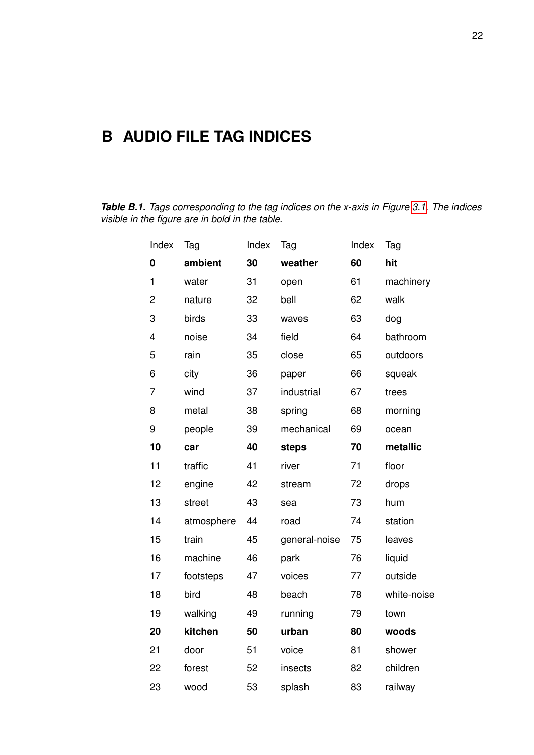# B AUDIO FILE TAG INDICES

***Table B.1.*** *Tags corresponding to the tag indices on the x-axis in Figure 3.1. The indices visible in the figure are in bold in the table.*

| Index | Tag | Index | Tag | Index | Tag |
|---|---|---|---|---|---|
| **0** | **ambient** | **30** | **weather** | **60** | **hit** |
| 1 | water | 31 | open | 61 | machinery |
| 2 | nature | 32 | bell | 62 | walk |
| 3 | birds | 33 | waves | 63 | dog |
| 4 | noise | 34 | field | 64 | bathroom |
| 5 | rain | 35 | close | 65 | outdoors |
| 6 | city | 36 | paper | 66 | squeak |
| 7 | wind | 37 | industrial | 67 | trees |
| 8 | metal | 38 | spring | 68 | morning |
| 9 | people | 39 | mechanical | 69 | ocean |
| **10** | **car** | **40** | **steps** | **70** | **metallic** |
| 11 | traffic | 41 | river | 71 | floor |
| 12 | engine | 42 | stream | 72 | drops |
| 13 | street | 43 | sea | 73 | hum |
| 14 | atmosphere | 44 | road | 74 | station |
| 15 | train | 45 | general-noise | 75 | leaves |
| 16 | machine | 46 | park | 76 | liquid |
| 17 | footsteps | 47 | voices | 77 | outside |
| 18 | bird | 48 | beach | 78 | white-noise |
| 19 | walking | 49 | running | 79 | town |
| **20** | **kitchen** | **50** | **urban** | **80** | **woods** |
| 21 | door | 51 | voice | 81 | shower |
| 22 | forest | 52 | insects | 82 | children |
| 23 | wood | 53 | splash | 83 | railway |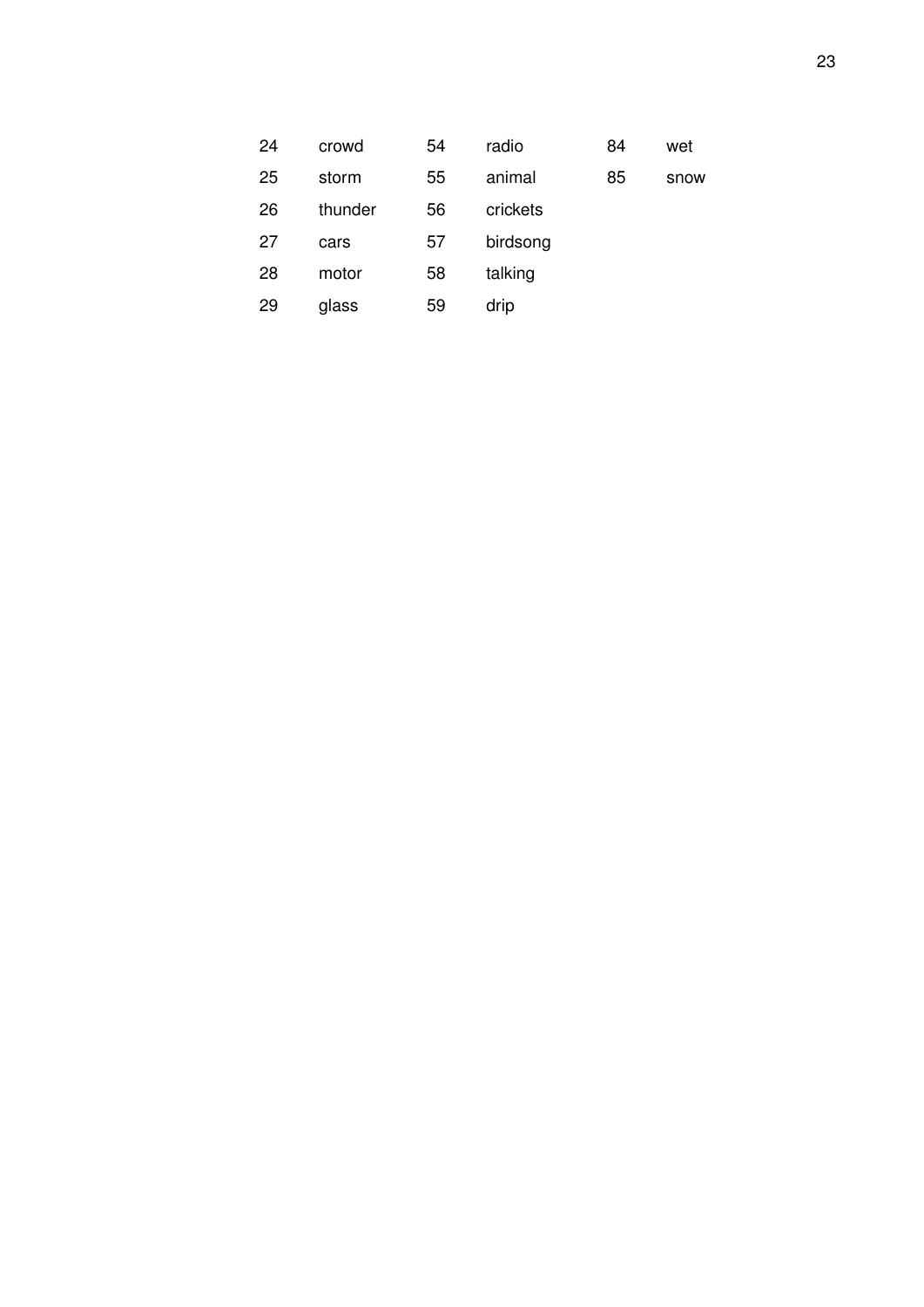| | | | | | |
|---|---|---|---|---|---|
| 24 | crowd | 54 | radio | 84 | wet |
| 25 | storm | 55 | animal | 85 | snow |
| 26 | thunder | 56 | crickets | | |
| 27 | cars | 57 | birdsong | | |
| 28 | motor | 58 | talking | | |
| 29 | glass | 59 | drip | | |